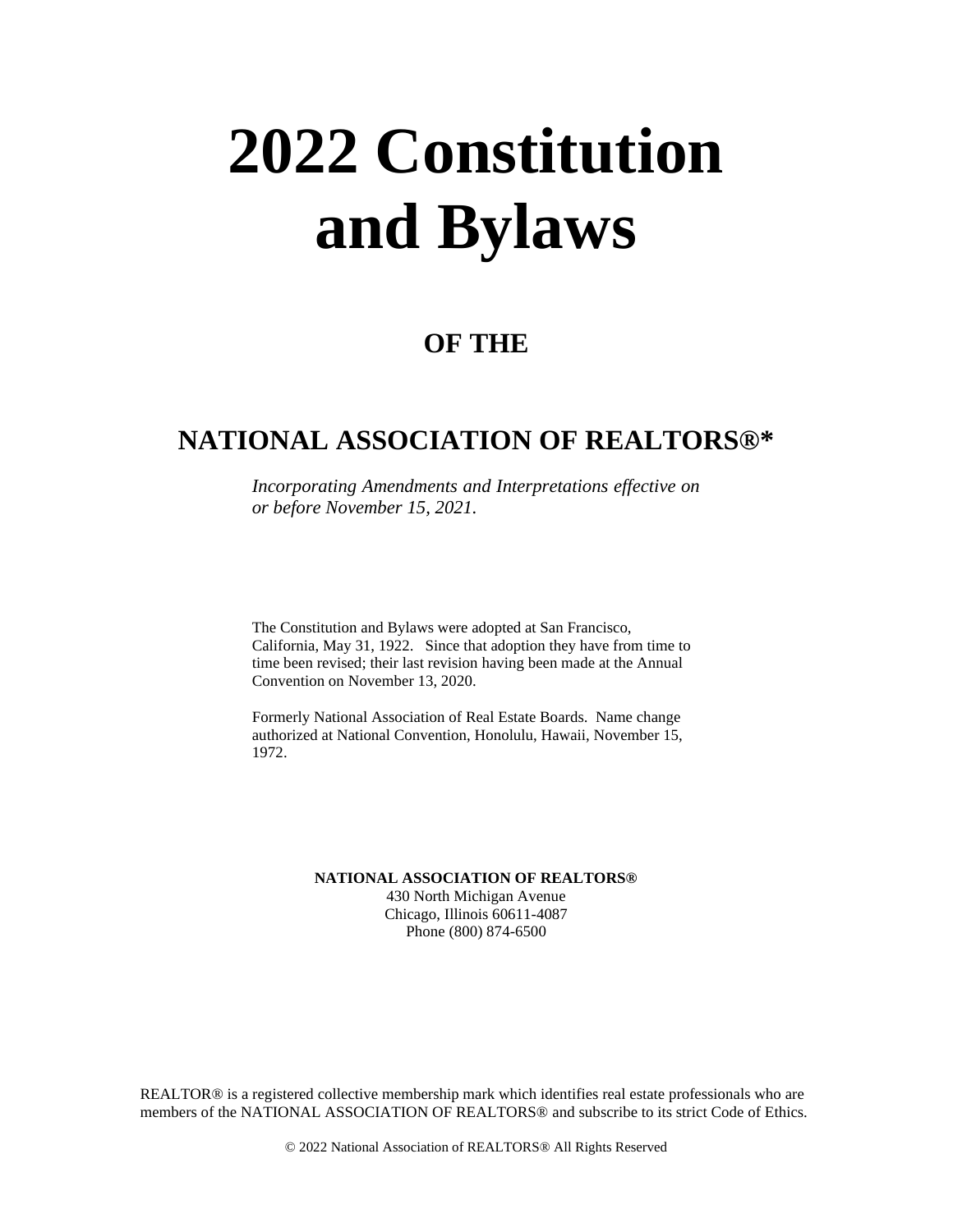# 2022 Constitution and Bylaws

## OF THE

## NATIONAL ASSOCIATION OF REALTORS®*

*Incorporating Amendments and Interpretations effective on or before November 15, 2021.*

The Constitution and Bylaws were adopted at San Francisco, California, May 31, 1922. Since that adoption they have from time to time been revised; their last revision having been made at the Annual Convention on November 13, 2020.

Formerly National Association of Real Estate Boards. Name change authorized at National Convention, Honolulu, Hawaii, November 15, 1972.

**NATIONAL ASSOCIATION OF REALTORS®**
430 North Michigan Avenue
Chicago, Illinois 60611-4087
Phone (800) 874-6500

REALTOR® is a registered collective membership mark which identifies real estate professionals who are members of the NATIONAL ASSOCIATION OF REALTORS® and subscribe to its strict Code of Ethics.

© 2022 National Association of REALTORS® All Rights Reserved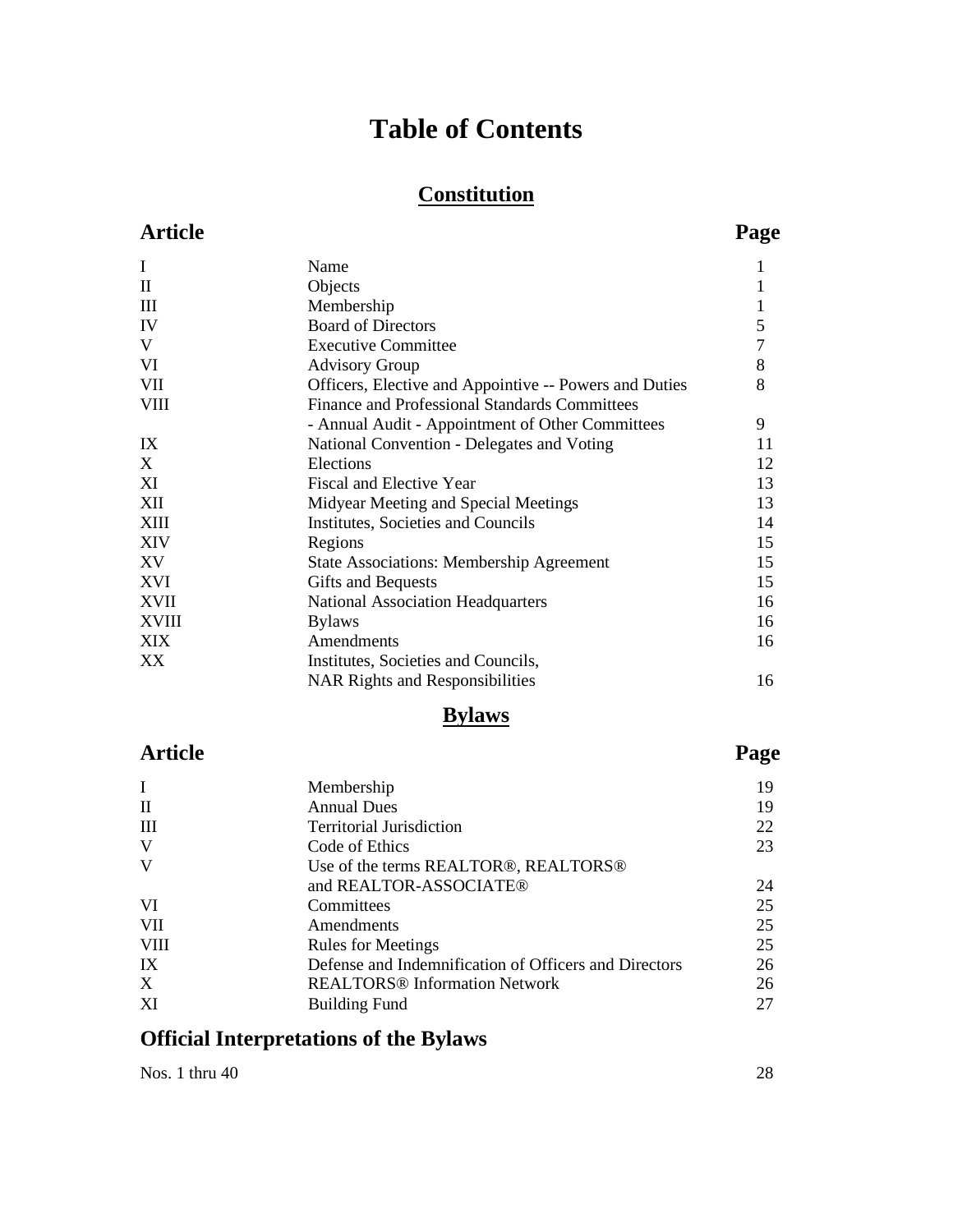# Table of Contents

## Constitution

| Article | | Page |
|---|---|---|
| I | Name | 1 |
| II | Objects | 1 |
| III | Membership | 1 |
| IV | Board of Directors | 5 |
| V | Executive Committee | 7 |
| VI | Advisory Group | 8 |
| VII | Officers, Elective and Appointive -- Powers and Duties | 8 |
| VIII | Finance and Professional Standards Committees - Annual Audit - Appointment of Other Committees | 9 |
| IX | National Convention - Delegates and Voting | 11 |
| X | Elections | 12 |
| XI | Fiscal and Elective Year | 13 |
| XII | Midyear Meeting and Special Meetings | 13 |
| XIII | Institutes, Societies and Councils | 14 |
| XIV | Regions | 15 |
| XV | State Associations: Membership Agreement | 15 |
| XVI | Gifts and Bequests | 15 |
| XVII | National Association Headquarters | 16 |
| XVIII | Bylaws | 16 |
| XIX | Amendments | 16 |
| XX | Institutes, Societies and Councils, NAR Rights and Responsibilities | 16 |

## Bylaws

| Article | | Page |
|---|---|---|
| I | Membership | 19 |
| II | Annual Dues | 19 |
| III | Territorial Jurisdiction | 22 |
| V | Code of Ethics | 23 |
| V | Use of the terms REALTOR®, REALTORS® and REALTOR-ASSOCIATE® | 24 |
| VI | Committees | 25 |
| VII | Amendments | 25 |
| VIII | Rules for Meetings | 25 |
| IX | Defense and Indemnification of Officers and Directors | 26 |
| X | REALTORS® Information Network | 26 |
| XI | Building Fund | 27 |

## Official Interpretations of the Bylaws

| | Page |
|---|---|
| Nos. 1 thru 40 | 28 |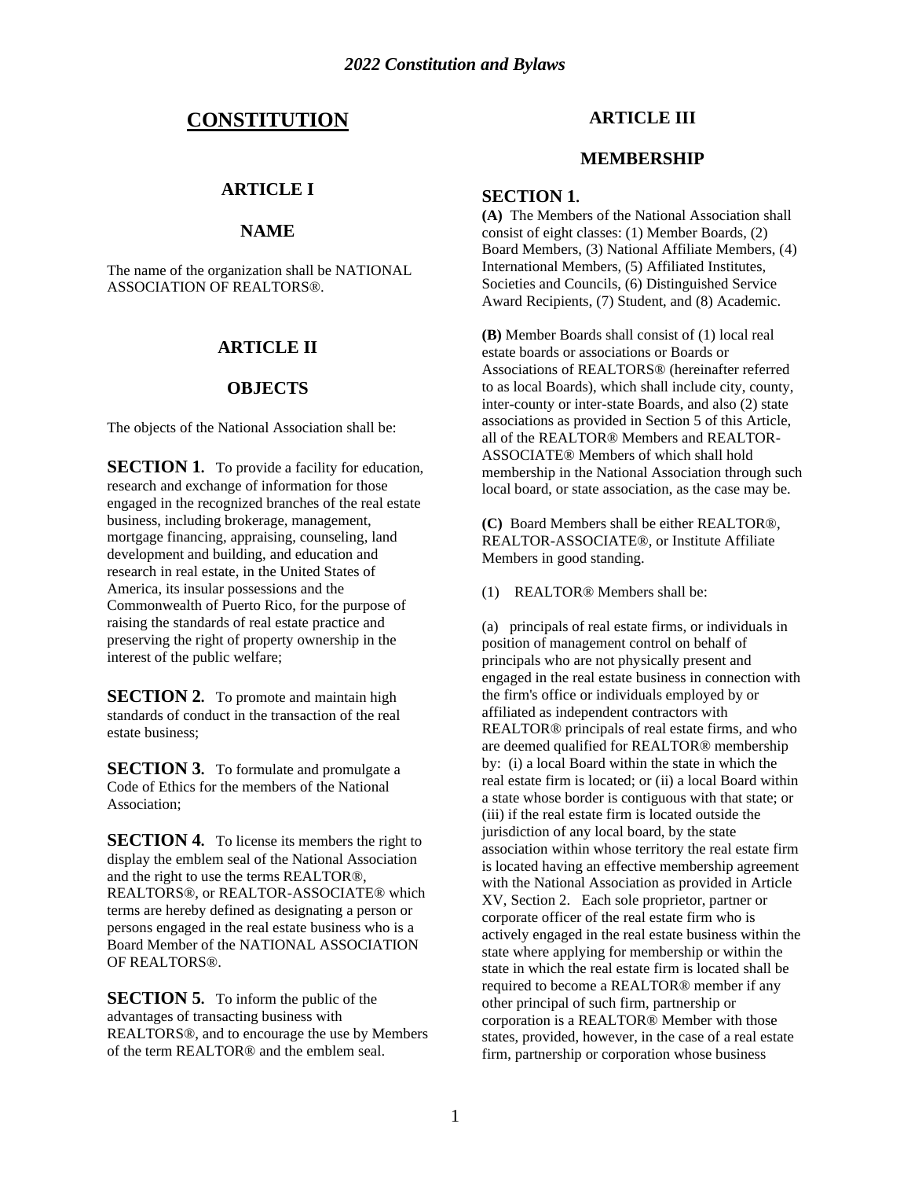# CONSTITUTION

## ARTICLE I

## NAME

The name of the organization shall be NATIONAL ASSOCIATION OF REALTORS®.

## ARTICLE II

## OBJECTS

The objects of the National Association shall be:

**SECTION 1.** To provide a facility for education, research and exchange of information for those engaged in the recognized branches of the real estate business, including brokerage, management, mortgage financing, appraising, counseling, land development and building, and education and research in real estate, in the United States of America, its insular possessions and the Commonwealth of Puerto Rico, for the purpose of raising the standards of real estate practice and preserving the right of property ownership in the interest of the public welfare;

**SECTION 2.** To promote and maintain high standards of conduct in the transaction of the real estate business;

**SECTION 3.** To formulate and promulgate a Code of Ethics for the members of the National Association;

**SECTION 4.** To license its members the right to display the emblem seal of the National Association and the right to use the terms REALTOR®, REALTORS®, or REALTOR-ASSOCIATE® which terms are hereby defined as designating a person or persons engaged in the real estate business who is a Board Member of the NATIONAL ASSOCIATION OF REALTORS®.

**SECTION 5.** To inform the public of the advantages of transacting business with REALTORS®, and to encourage the use by Members of the term REALTOR® and the emblem seal.

## ARTICLE III

## MEMBERSHIP

**SECTION 1.**

**(A)** The Members of the National Association shall consist of eight classes: (1) Member Boards, (2) Board Members, (3) National Affiliate Members, (4) International Members, (5) Affiliated Institutes, Societies and Councils, (6) Distinguished Service Award Recipients, (7) Student, and (8) Academic.

**(B)** Member Boards shall consist of (1) local real estate boards or associations or Boards or Associations of REALTORS® (hereinafter referred to as local Boards), which shall include city, county, inter-county or inter-state Boards, and also (2) state associations as provided in Section 5 of this Article, all of the REALTOR® Members and REALTOR-ASSOCIATE® Members of which shall hold membership in the National Association through such local board, or state association, as the case may be.

**(C)** Board Members shall be either REALTOR®, REALTOR-ASSOCIATE®, or Institute Affiliate Members in good standing.

(1) REALTOR® Members shall be:

(a) principals of real estate firms, or individuals in position of management control on behalf of principals who are not physically present and engaged in the real estate business in connection with the firm's office or individuals employed by or affiliated as independent contractors with REALTOR® principals of real estate firms, and who are deemed qualified for REALTOR® membership by: (i) a local Board within the state in which the real estate firm is located; or (ii) a local Board within a state whose border is contiguous with that state; or (iii) if the real estate firm is located outside the jurisdiction of any local board, by the state association within whose territory the real estate firm is located having an effective membership agreement with the National Association as provided in Article XV, Section 2. Each sole proprietor, partner or corporate officer of the real estate firm who is actively engaged in the real estate business within the state where applying for membership or within the state in which the real estate firm is located shall be required to become a REALTOR® member if any other principal of such firm, partnership or corporation is a REALTOR® Member with those states, provided, however, in the case of a real estate firm, partnership or corporation whose business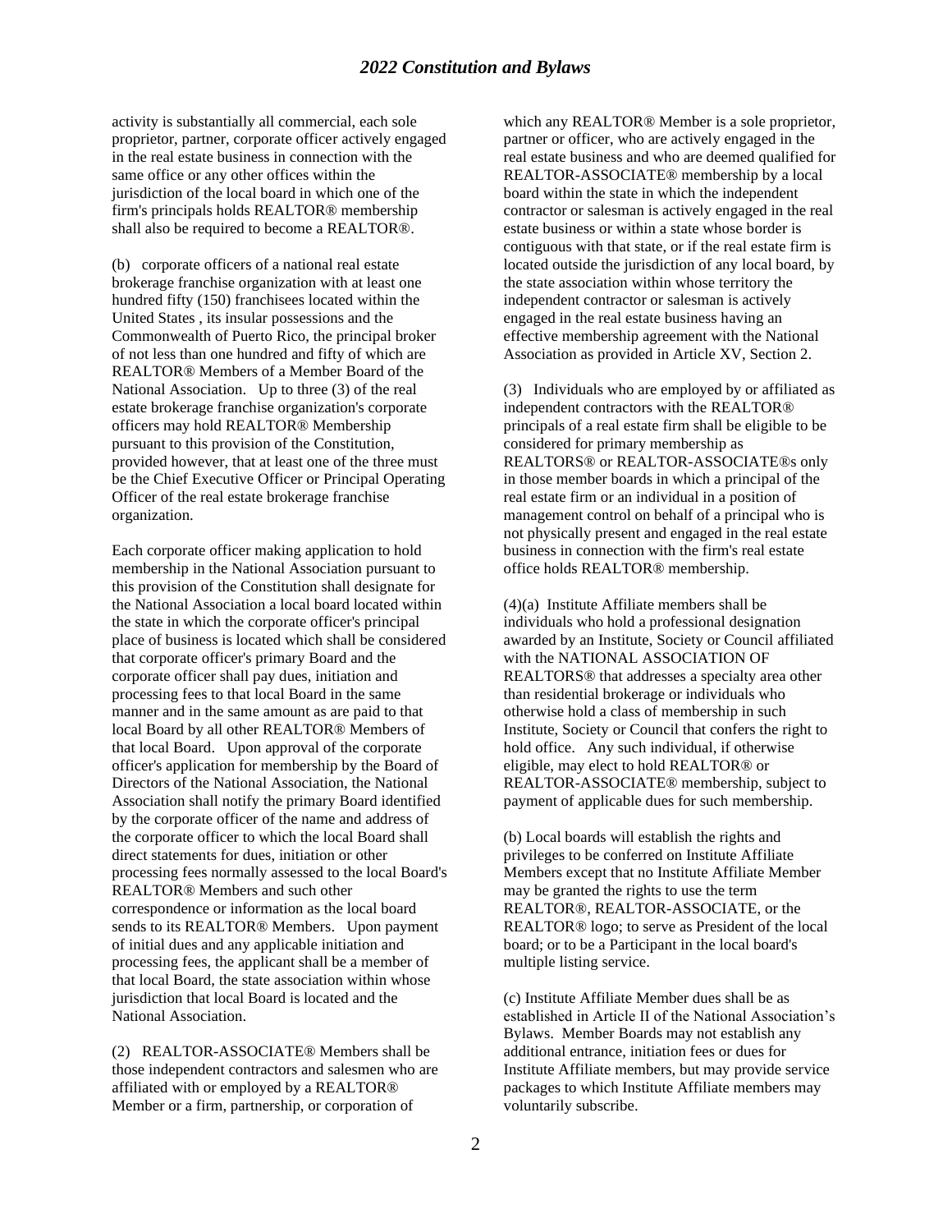activity is substantially all commercial, each sole proprietor, partner, corporate officer actively engaged in the real estate business in connection with the same office or any other offices within the jurisdiction of the local board in which one of the firm's principals holds REALTOR® membership shall also be required to become a REALTOR®.

(b) corporate officers of a national real estate brokerage franchise organization with at least one hundred fifty (150) franchisees located within the United States , its insular possessions and the Commonwealth of Puerto Rico, the principal broker of not less than one hundred and fifty of which are REALTOR® Members of a Member Board of the National Association. Up to three (3) of the real estate brokerage franchise organization's corporate officers may hold REALTOR® Membership pursuant to this provision of the Constitution, provided however, that at least one of the three must be the Chief Executive Officer or Principal Operating Officer of the real estate brokerage franchise organization.

Each corporate officer making application to hold membership in the National Association pursuant to this provision of the Constitution shall designate for the National Association a local board located within the state in which the corporate officer's principal place of business is located which shall be considered that corporate officer's primary Board and the corporate officer shall pay dues, initiation and processing fees to that local Board in the same manner and in the same amount as are paid to that local Board by all other REALTOR® Members of that local Board. Upon approval of the corporate officer's application for membership by the Board of Directors of the National Association, the National Association shall notify the primary Board identified by the corporate officer of the name and address of the corporate officer to which the local Board shall direct statements for dues, initiation or other processing fees normally assessed to the local Board's REALTOR® Members and such other correspondence or information as the local board sends to its REALTOR® Members. Upon payment of initial dues and any applicable initiation and processing fees, the applicant shall be a member of that local Board, the state association within whose jurisdiction that local Board is located and the National Association.

(2) REALTOR-ASSOCIATE® Members shall be those independent contractors and salesmen who are affiliated with or employed by a REALTOR® Member or a firm, partnership, or corporation of which any REALTOR® Member is a sole proprietor, partner or officer, who are actively engaged in the real estate business and who are deemed qualified for REALTOR-ASSOCIATE® membership by a local board within the state in which the independent contractor or salesman is actively engaged in the real estate business or within a state whose border is contiguous with that state, or if the real estate firm is located outside the jurisdiction of any local board, by the state association within whose territory the independent contractor or salesman is actively engaged in the real estate business having an effective membership agreement with the National Association as provided in Article XV, Section 2.

(3) Individuals who are employed by or affiliated as independent contractors with the REALTOR® principals of a real estate firm shall be eligible to be considered for primary membership as REALTORS® or REALTOR-ASSOCIATE®s only in those member boards in which a principal of the real estate firm or an individual in a position of management control on behalf of a principal who is not physically present and engaged in the real estate business in connection with the firm's real estate office holds REALTOR® membership.

(4)(a) Institute Affiliate members shall be individuals who hold a professional designation awarded by an Institute, Society or Council affiliated with the NATIONAL ASSOCIATION OF REALTORS® that addresses a specialty area other than residential brokerage or individuals who otherwise hold a class of membership in such Institute, Society or Council that confers the right to hold office. Any such individual, if otherwise eligible, may elect to hold REALTOR® or REALTOR-ASSOCIATE® membership, subject to payment of applicable dues for such membership.

(b) Local boards will establish the rights and privileges to be conferred on Institute Affiliate Members except that no Institute Affiliate Member may be granted the rights to use the term REALTOR®, REALTOR-ASSOCIATE, or the REALTOR® logo; to serve as President of the local board; or to be a Participant in the local board's multiple listing service.

(c) Institute Affiliate Member dues shall be as established in Article II of the National Association's Bylaws. Member Boards may not establish any additional entrance, initiation fees or dues for Institute Affiliate members, but may provide service packages to which Institute Affiliate members may voluntarily subscribe.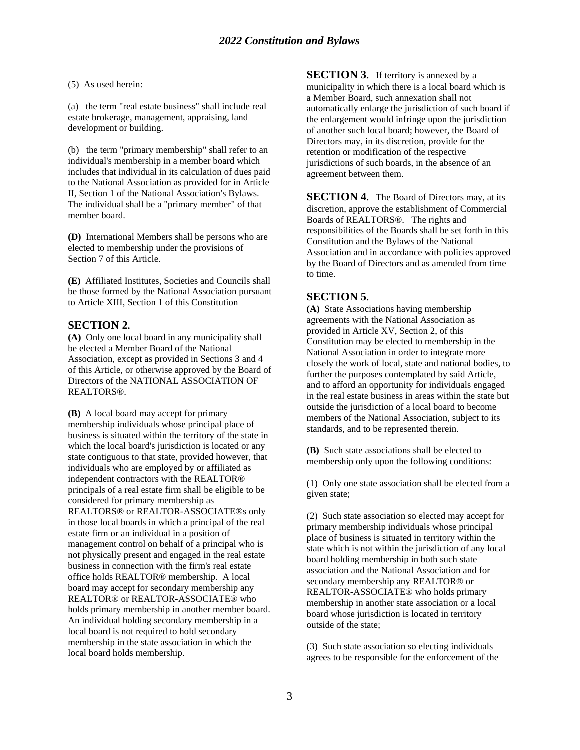(5) As used herein:

(a) the term "real estate business" shall include real estate brokerage, management, appraising, land development or building.

(b) the term "primary membership" shall refer to an individual's membership in a member board which includes that individual in its calculation of dues paid to the National Association as provided for in Article II, Section 1 of the National Association's Bylaws. The individual shall be a "primary member" of that member board.

**(D)** International Members shall be persons who are elected to membership under the provisions of Section 7 of this Article.

**(E)** Affiliated Institutes, Societies and Councils shall be those formed by the National Association pursuant to Article XIII, Section 1 of this Constitution

## SECTION 2.

**(A)** Only one local board in any municipality shall be elected a Member Board of the National Association, except as provided in Sections 3 and 4 of this Article, or otherwise approved by the Board of Directors of the NATIONAL ASSOCIATION OF REALTORS®.

**(B)** A local board may accept for primary membership individuals whose principal place of business is situated within the territory of the state in which the local board's jurisdiction is located or any state contiguous to that state, provided however, that individuals who are employed by or affiliated as independent contractors with the REALTOR® principals of a real estate firm shall be eligible to be considered for primary membership as REALTORS® or REALTOR-ASSOCIATE®s only in those local boards in which a principal of the real estate firm or an individual in a position of management control on behalf of a principal who is not physically present and engaged in the real estate business in connection with the firm's real estate office holds REALTOR® membership. A local board may accept for secondary membership any REALTOR® or REALTOR-ASSOCIATE® who holds primary membership in another member board. An individual holding secondary membership in a local board is not required to hold secondary membership in the state association in which the local board holds membership.

**SECTION 3.** If territory is annexed by a municipality in which there is a local board which is a Member Board, such annexation shall not automatically enlarge the jurisdiction of such board if the enlargement would infringe upon the jurisdiction of another such local board; however, the Board of Directors may, in its discretion, provide for the retention or modification of the respective jurisdictions of such boards, in the absence of an agreement between them.

**SECTION 4.** The Board of Directors may, at its discretion, approve the establishment of Commercial Boards of REALTORS®. The rights and responsibilities of the Boards shall be set forth in this Constitution and the Bylaws of the National Association and in accordance with policies approved by the Board of Directors and as amended from time to time.

## SECTION 5.

**(A)** State Associations having membership agreements with the National Association as provided in Article XV, Section 2, of this Constitution may be elected to membership in the National Association in order to integrate more closely the work of local, state and national bodies, to further the purposes contemplated by said Article, and to afford an opportunity for individuals engaged in the real estate business in areas within the state but outside the jurisdiction of a local board to become members of the National Association, subject to its standards, and to be represented therein.

**(B)** Such state associations shall be elected to membership only upon the following conditions:

(1) Only one state association shall be elected from a given state;

(2) Such state association so elected may accept for primary membership individuals whose principal place of business is situated in territory within the state which is not within the jurisdiction of any local board holding membership in both such state association and the National Association and for secondary membership any REALTOR® or REALTOR-ASSOCIATE® who holds primary membership in another state association or a local board whose jurisdiction is located in territory outside of the state;

(3) Such state association so electing individuals agrees to be responsible for the enforcement of the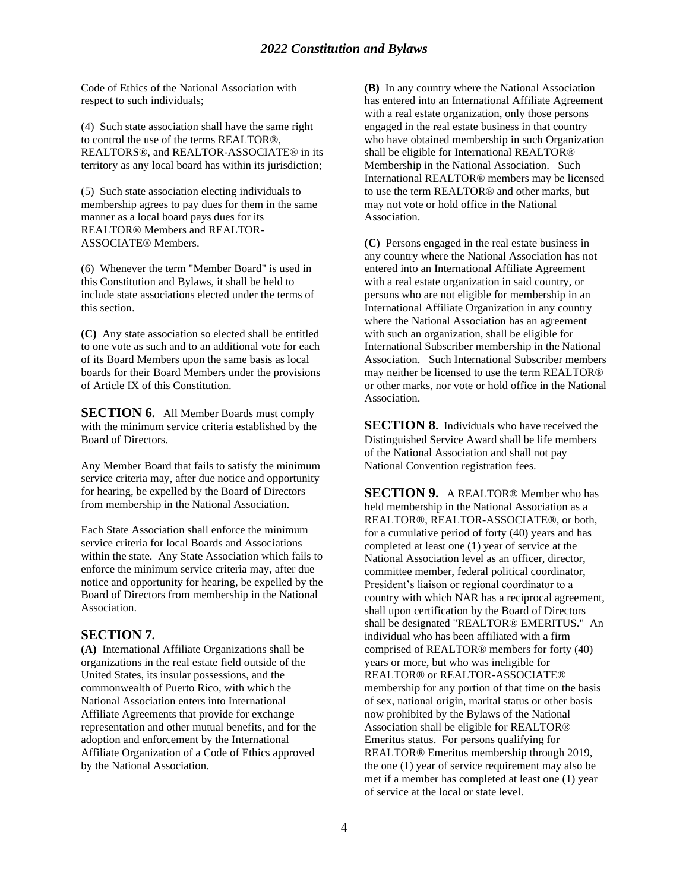Code of Ethics of the National Association with respect to such individuals;

(4) Such state association shall have the same right to control the use of the terms REALTOR®, REALTORS®, and REALTOR-ASSOCIATE® in its territory as any local board has within its jurisdiction;

(5) Such state association electing individuals to membership agrees to pay dues for them in the same manner as a local board pays dues for its REALTOR® Members and REALTOR-ASSOCIATE® Members.

(6) Whenever the term "Member Board" is used in this Constitution and Bylaws, it shall be held to include state associations elected under the terms of this section.

**(C)** Any state association so elected shall be entitled to one vote as such and to an additional vote for each of its Board Members upon the same basis as local boards for their Board Members under the provisions of Article IX of this Constitution.

**SECTION 6.** All Member Boards must comply with the minimum service criteria established by the Board of Directors.

Any Member Board that fails to satisfy the minimum service criteria may, after due notice and opportunity for hearing, be expelled by the Board of Directors from membership in the National Association.

Each State Association shall enforce the minimum service criteria for local Boards and Associations within the state. Any State Association which fails to enforce the minimum service criteria may, after due notice and opportunity for hearing, be expelled by the Board of Directors from membership in the National Association.

## SECTION 7.

**(A)** International Affiliate Organizations shall be organizations in the real estate field outside of the United States, its insular possessions, and the commonwealth of Puerto Rico, with which the National Association enters into International Affiliate Agreements that provide for exchange representation and other mutual benefits, and for the adoption and enforcement by the International Affiliate Organization of a Code of Ethics approved by the National Association.

**(B)** In any country where the National Association has entered into an International Affiliate Agreement with a real estate organization, only those persons engaged in the real estate business in that country who have obtained membership in such Organization shall be eligible for International REALTOR® Membership in the National Association. Such International REALTOR® members may be licensed to use the term REALTOR® and other marks, but may not vote or hold office in the National Association.

**(C)** Persons engaged in the real estate business in any country where the National Association has not entered into an International Affiliate Agreement with a real estate organization in said country, or persons who are not eligible for membership in an International Affiliate Organization in any country where the National Association has an agreement with such an organization, shall be eligible for International Subscriber membership in the National Association. Such International Subscriber members may neither be licensed to use the term REALTOR® or other marks, nor vote or hold office in the National Association.

**SECTION 8.** Individuals who have received the Distinguished Service Award shall be life members of the National Association and shall not pay National Convention registration fees.

**SECTION 9.** A REALTOR® Member who has held membership in the National Association as a REALTOR®, REALTOR-ASSOCIATE®, or both, for a cumulative period of forty (40) years and has completed at least one (1) year of service at the National Association level as an officer, director, committee member, federal political coordinator, President's liaison or regional coordinator to a country with which NAR has a reciprocal agreement, shall upon certification by the Board of Directors shall be designated "REALTOR® EMERITUS." An individual who has been affiliated with a firm comprised of REALTOR® members for forty (40) years or more, but who was ineligible for REALTOR® or REALTOR-ASSOCIATE® membership for any portion of that time on the basis of sex, national origin, marital status or other basis now prohibited by the Bylaws of the National Association shall be eligible for REALTOR® Emeritus status. For persons qualifying for REALTOR® Emeritus membership through 2019, the one (1) year of service requirement may also be met if a member has completed at least one (1) year of service at the local or state level.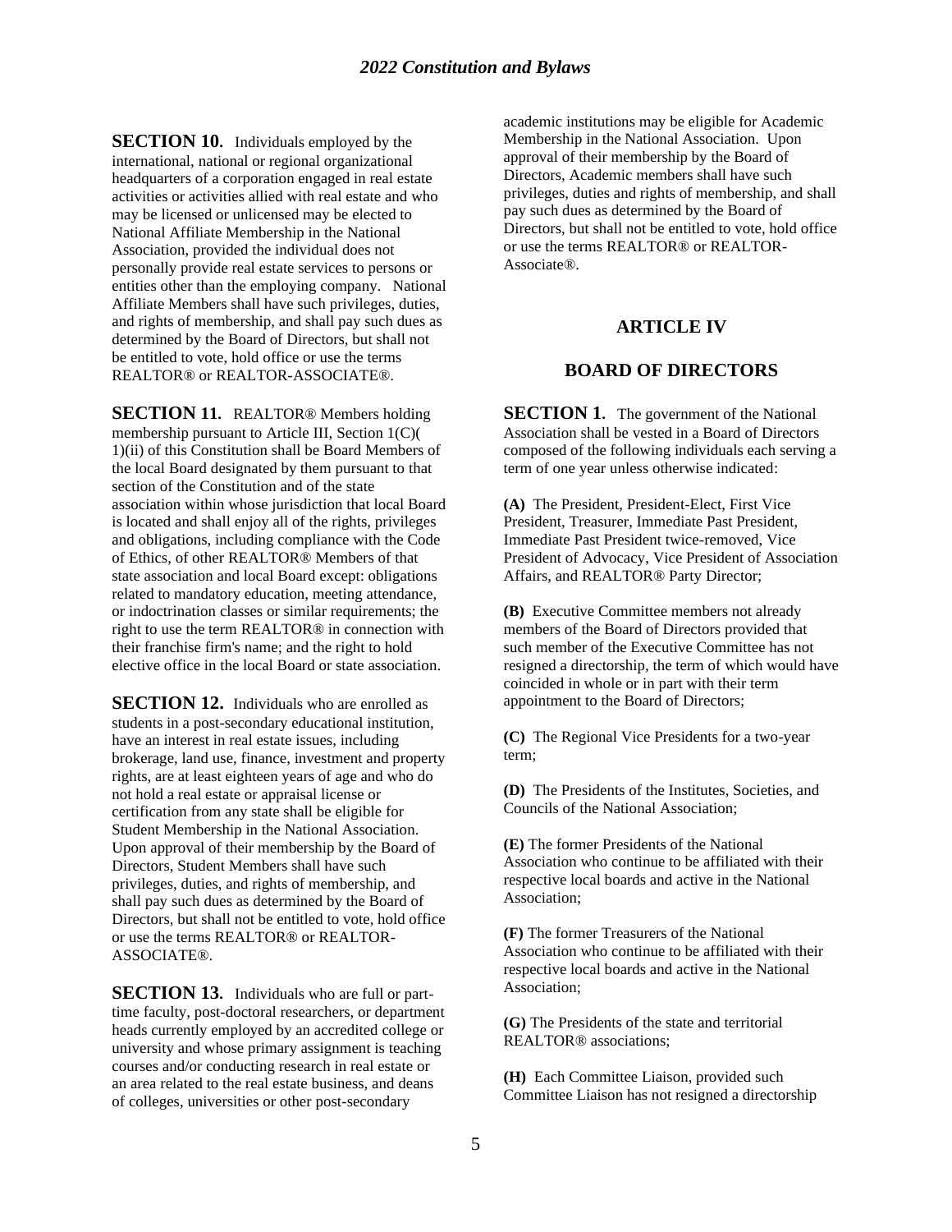**SECTION 10.** Individuals employed by the international, national or regional organizational headquarters of a corporation engaged in real estate activities or activities allied with real estate and who may be licensed or unlicensed may be elected to National Affiliate Membership in the National Association, provided the individual does not personally provide real estate services to persons or entities other than the employing company. National Affiliate Members shall have such privileges, duties, and rights of membership, and shall pay such dues as determined by the Board of Directors, but shall not be entitled to vote, hold office or use the terms REALTOR® or REALTOR-ASSOCIATE®.

**SECTION 11.** REALTOR® Members holding membership pursuant to Article III, Section 1(C)( 1)(ii) of this Constitution shall be Board Members of the local Board designated by them pursuant to that section of the Constitution and of the state association within whose jurisdiction that local Board is located and shall enjoy all of the rights, privileges and obligations, including compliance with the Code of Ethics, of other REALTOR® Members of that state association and local Board except: obligations related to mandatory education, meeting attendance, or indoctrination classes or similar requirements; the right to use the term REALTOR® in connection with their franchise firm's name; and the right to hold elective office in the local Board or state association.

**SECTION 12.** Individuals who are enrolled as students in a post-secondary educational institution, have an interest in real estate issues, including brokerage, land use, finance, investment and property rights, are at least eighteen years of age and who do not hold a real estate or appraisal license or certification from any state shall be eligible for Student Membership in the National Association. Upon approval of their membership by the Board of Directors, Student Members shall have such privileges, duties, and rights of membership, and shall pay such dues as determined by the Board of Directors, but shall not be entitled to vote, hold office or use the terms REALTOR® or REALTOR-ASSOCIATE®.

**SECTION 13.** Individuals who are full or part-time faculty, post-doctoral researchers, or department heads currently employed by an accredited college or university and whose primary assignment is teaching courses and/or conducting research in real estate or an area related to the real estate business, and deans of colleges, universities or other post-secondary academic institutions may be eligible for Academic Membership in the National Association. Upon approval of their membership by the Board of Directors, Academic members shall have such privileges, duties and rights of membership, and shall pay such dues as determined by the Board of Directors, but shall not be entitled to vote, hold office or use the terms REALTOR® or REALTOR-Associate®.

## ARTICLE IV

## BOARD OF DIRECTORS

**SECTION 1.** The government of the National Association shall be vested in a Board of Directors composed of the following individuals each serving a term of one year unless otherwise indicated:

**(A)** The President, President-Elect, First Vice President, Treasurer, Immediate Past President, Immediate Past President twice-removed, Vice President of Advocacy, Vice President of Association Affairs, and REALTOR® Party Director;

**(B)** Executive Committee members not already members of the Board of Directors provided that such member of the Executive Committee has not resigned a directorship, the term of which would have coincided in whole or in part with their term appointment to the Board of Directors;

**(C)** The Regional Vice Presidents for a two-year term;

**(D)** The Presidents of the Institutes, Societies, and Councils of the National Association;

**(E)** The former Presidents of the National Association who continue to be affiliated with their respective local boards and active in the National Association;

**(F)** The former Treasurers of the National Association who continue to be affiliated with their respective local boards and active in the National Association;

**(G)** The Presidents of the state and territorial REALTOR® associations;

**(H)** Each Committee Liaison, provided such Committee Liaison has not resigned a directorship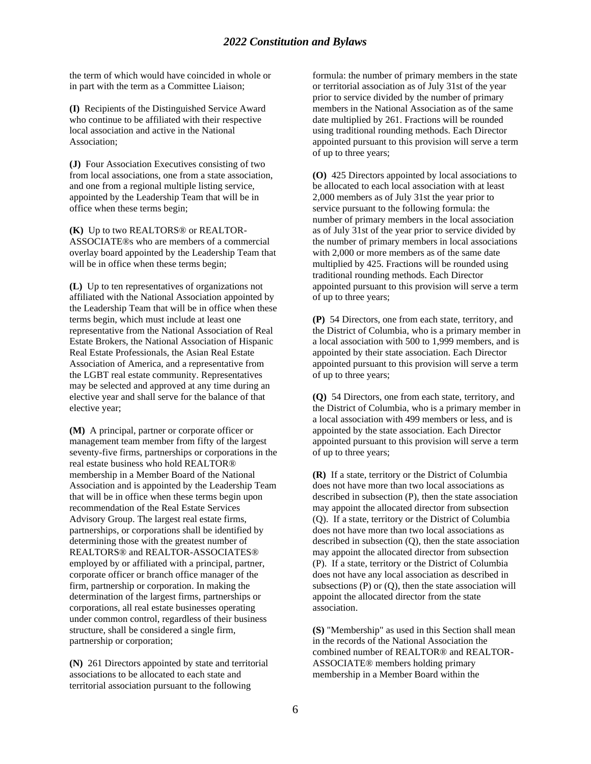the term of which would have coincided in whole or in part with the term as a Committee Liaison;

**(I)** Recipients of the Distinguished Service Award who continue to be affiliated with their respective local association and active in the National Association;

**(J)** Four Association Executives consisting of two from local associations, one from a state association, and one from a regional multiple listing service, appointed by the Leadership Team that will be in office when these terms begin;

**(K)** Up to two REALTORS® or REALTOR-ASSOCIATE®s who are members of a commercial overlay board appointed by the Leadership Team that will be in office when these terms begin;

**(L)** Up to ten representatives of organizations not affiliated with the National Association appointed by the Leadership Team that will be in office when these terms begin, which must include at least one representative from the National Association of Real Estate Brokers, the National Association of Hispanic Real Estate Professionals, the Asian Real Estate Association of America, and a representative from the LGBT real estate community. Representatives may be selected and approved at any time during an elective year and shall serve for the balance of that elective year;

**(M)** A principal, partner or corporate officer or management team member from fifty of the largest seventy-five firms, partnerships or corporations in the real estate business who hold REALTOR® membership in a Member Board of the National Association and is appointed by the Leadership Team that will be in office when these terms begin upon recommendation of the Real Estate Services Advisory Group. The largest real estate firms, partnerships, or corporations shall be identified by determining those with the greatest number of REALTORS® and REALTOR-ASSOCIATES® employed by or affiliated with a principal, partner, corporate officer or branch office manager of the firm, partnership or corporation. In making the determination of the largest firms, partnerships or corporations, all real estate businesses operating under common control, regardless of their business structure, shall be considered a single firm, partnership or corporation;

**(N)** 261 Directors appointed by state and territorial associations to be allocated to each state and territorial association pursuant to the following formula: the number of primary members in the state or territorial association as of July 31st of the year prior to service divided by the number of primary members in the National Association as of the same date multiplied by 261. Fractions will be rounded using traditional rounding methods. Each Director appointed pursuant to this provision will serve a term of up to three years;

**(O)** 425 Directors appointed by local associations to be allocated to each local association with at least 2,000 members as of July 31st the year prior to service pursuant to the following formula: the number of primary members in the local association as of July 31st of the year prior to service divided by the number of primary members in local associations with 2,000 or more members as of the same date multiplied by 425. Fractions will be rounded using traditional rounding methods. Each Director appointed pursuant to this provision will serve a term of up to three years;

**(P)** 54 Directors, one from each state, territory, and the District of Columbia, who is a primary member in a local association with 500 to 1,999 members, and is appointed by their state association. Each Director appointed pursuant to this provision will serve a term of up to three years;

**(Q)** 54 Directors, one from each state, territory, and the District of Columbia, who is a primary member in a local association with 499 members or less, and is appointed by the state association. Each Director appointed pursuant to this provision will serve a term of up to three years;

**(R)** If a state, territory or the District of Columbia does not have more than two local associations as described in subsection (P), then the state association may appoint the allocated director from subsection (Q). If a state, territory or the District of Columbia does not have more than two local associations as described in subsection (Q), then the state association may appoint the allocated director from subsection (P). If a state, territory or the District of Columbia does not have any local association as described in subsections (P) or (Q), then the state association will appoint the allocated director from the state association.

**(S)** "Membership" as used in this Section shall mean in the records of the National Association the combined number of REALTOR® and REALTOR-ASSOCIATE® members holding primary membership in a Member Board within the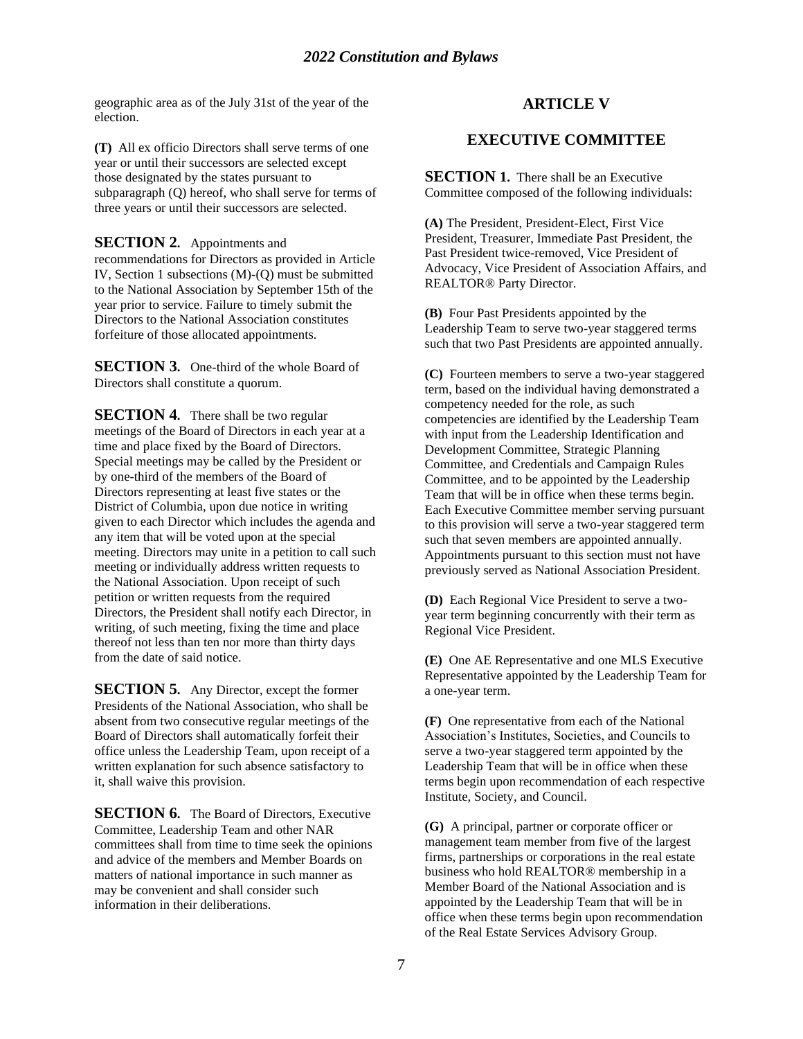geographic area as of the July 31st of the year of the election.

**(T)** All ex officio Directors shall serve terms of one year or until their successors are selected except those designated by the states pursuant to subparagraph (Q) hereof, who shall serve for terms of three years or until their successors are selected.

**SECTION 2.** Appointments and recommendations for Directors as provided in Article IV, Section 1 subsections (M)-(Q) must be submitted to the National Association by September 15th of the year prior to service. Failure to timely submit the Directors to the National Association constitutes forfeiture of those allocated appointments.

**SECTION 3.** One-third of the whole Board of Directors shall constitute a quorum.

**SECTION 4.** There shall be two regular meetings of the Board of Directors in each year at a time and place fixed by the Board of Directors. Special meetings may be called by the President or by one-third of the members of the Board of Directors representing at least five states or the District of Columbia, upon due notice in writing given to each Director which includes the agenda and any item that will be voted upon at the special meeting. Directors may unite in a petition to call such meeting or individually address written requests to the National Association. Upon receipt of such petition or written requests from the required Directors, the President shall notify each Director, in writing, of such meeting, fixing the time and place thereof not less than ten nor more than thirty days from the date of said notice.

**SECTION 5.** Any Director, except the former Presidents of the National Association, who shall be absent from two consecutive regular meetings of the Board of Directors shall automatically forfeit their office unless the Leadership Team, upon receipt of a written explanation for such absence satisfactory to it, shall waive this provision.

**SECTION 6.** The Board of Directors, Executive Committee, Leadership Team and other NAR committees shall from time to time seek the opinions and advice of the members and Member Boards on matters of national importance in such manner as may be convenient and shall consider such information in their deliberations.

## ARTICLE V

## EXECUTIVE COMMITTEE

**SECTION 1.** There shall be an Executive Committee composed of the following individuals:

**(A)** The President, President-Elect, First Vice President, Treasurer, Immediate Past President, the Past President twice-removed, Vice President of Advocacy, Vice President of Association Affairs, and REALTOR® Party Director.

**(B)** Four Past Presidents appointed by the Leadership Team to serve two-year staggered terms such that two Past Presidents are appointed annually.

**(C)** Fourteen members to serve a two-year staggered term, based on the individual having demonstrated a competency needed for the role, as such competencies are identified by the Leadership Team with input from the Leadership Identification and Development Committee, Strategic Planning Committee, and Credentials and Campaign Rules Committee, and to be appointed by the Leadership Team that will be in office when these terms begin. Each Executive Committee member serving pursuant to this provision will serve a two-year staggered term such that seven members are appointed annually. Appointments pursuant to this section must not have previously served as National Association President.

**(D)** Each Regional Vice President to serve a two-year term beginning concurrently with their term as Regional Vice President.

**(E)** One AE Representative and one MLS Executive Representative appointed by the Leadership Team for a one-year term.

**(F)** One representative from each of the National Association's Institutes, Societies, and Councils to serve a two-year staggered term appointed by the Leadership Team that will be in office when these terms begin upon recommendation of each respective Institute, Society, and Council.

**(G)** A principal, partner or corporate officer or management team member from five of the largest firms, partnerships or corporations in the real estate business who hold REALTOR® membership in a Member Board of the National Association and is appointed by the Leadership Team that will be in office when these terms begin upon recommendation of the Real Estate Services Advisory Group.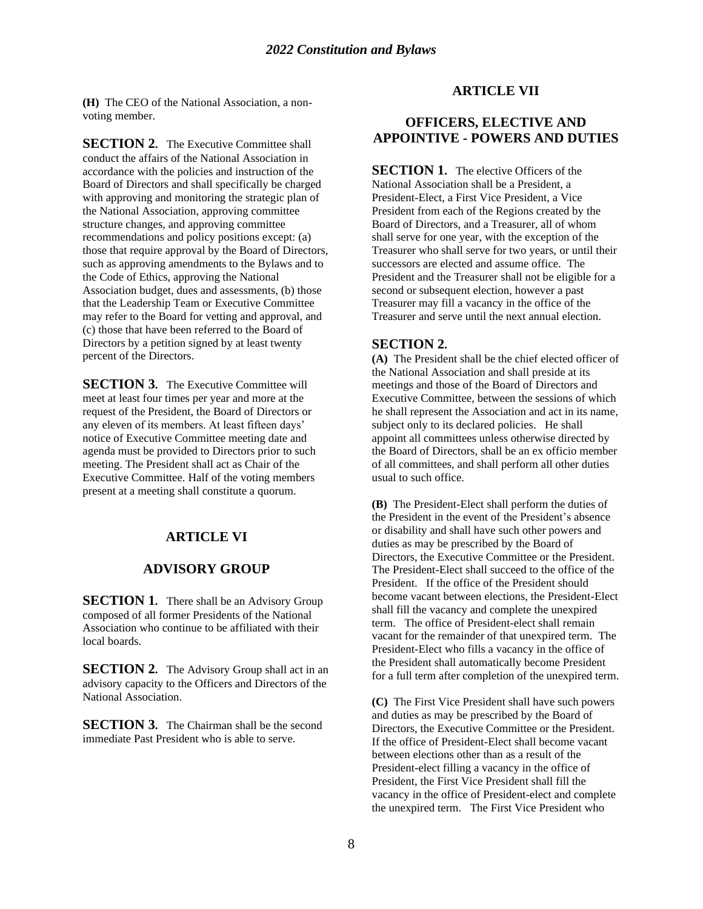**(H)** The CEO of the National Association, a non-voting member.

**SECTION 2.** The Executive Committee shall conduct the affairs of the National Association in accordance with the policies and instruction of the Board of Directors and shall specifically be charged with approving and monitoring the strategic plan of the National Association, approving committee structure changes, and approving committee recommendations and policy positions except: (a) those that require approval by the Board of Directors, such as approving amendments to the Bylaws and to the Code of Ethics, approving the National Association budget, dues and assessments, (b) those that the Leadership Team or Executive Committee may refer to the Board for vetting and approval, and (c) those that have been referred to the Board of Directors by a petition signed by at least twenty percent of the Directors.

**SECTION 3.** The Executive Committee will meet at least four times per year and more at the request of the President, the Board of Directors or any eleven of its members. At least fifteen days' notice of Executive Committee meeting date and agenda must be provided to Directors prior to such meeting. The President shall act as Chair of the Executive Committee. Half of the voting members present at a meeting shall constitute a quorum.

## ARTICLE VI

## ADVISORY GROUP

**SECTION 1.** There shall be an Advisory Group composed of all former Presidents of the National Association who continue to be affiliated with their local boards.

**SECTION 2.** The Advisory Group shall act in an advisory capacity to the Officers and Directors of the National Association.

**SECTION 3.** The Chairman shall be the second immediate Past President who is able to serve.

## ARTICLE VII

## OFFICERS, ELECTIVE AND APPOINTIVE - POWERS AND DUTIES

**SECTION 1.** The elective Officers of the National Association shall be a President, a President-Elect, a First Vice President, a Vice President from each of the Regions created by the Board of Directors, and a Treasurer, all of whom shall serve for one year, with the exception of the Treasurer who shall serve for two years, or until their successors are elected and assume office. The President and the Treasurer shall not be eligible for a second or subsequent election, however a past Treasurer may fill a vacancy in the office of the Treasurer and serve until the next annual election.

**SECTION 2.**

**(A)** The President shall be the chief elected officer of the National Association and shall preside at its meetings and those of the Board of Directors and Executive Committee, between the sessions of which he shall represent the Association and act in its name, subject only to its declared policies. He shall appoint all committees unless otherwise directed by the Board of Directors, shall be an ex officio member of all committees, and shall perform all other duties usual to such office.

**(B)** The President-Elect shall perform the duties of the President in the event of the President's absence or disability and shall have such other powers and duties as may be prescribed by the Board of Directors, the Executive Committee or the President. The President-Elect shall succeed to the office of the President. If the office of the President should become vacant between elections, the President-Elect shall fill the vacancy and complete the unexpired term. The office of President-elect shall remain vacant for the remainder of that unexpired term. The President-Elect who fills a vacancy in the office of the President shall automatically become President for a full term after completion of the unexpired term.

**(C)** The First Vice President shall have such powers and duties as may be prescribed by the Board of Directors, the Executive Committee or the President. If the office of President-Elect shall become vacant between elections other than as a result of the President-elect filling a vacancy in the office of President, the First Vice President shall fill the vacancy in the office of President-elect and complete the unexpired term. The First Vice President who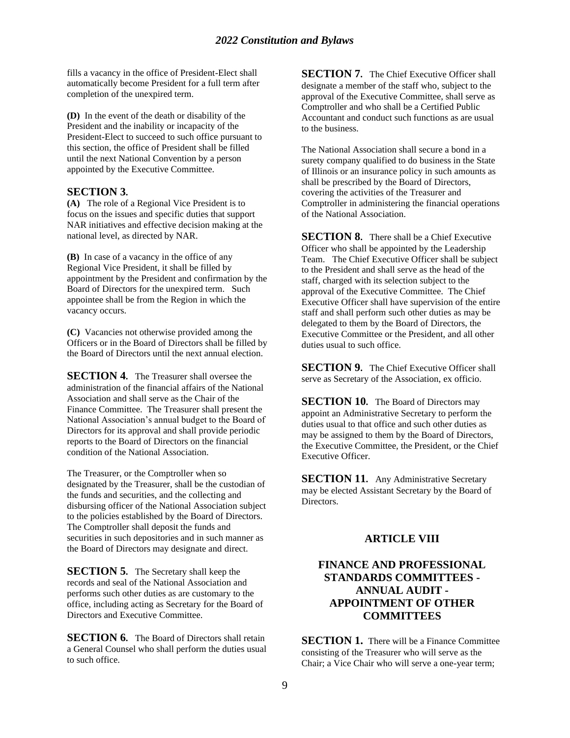fills a vacancy in the office of President-Elect shall automatically become President for a full term after completion of the unexpired term.

**(D)** In the event of the death or disability of the President and the inability or incapacity of the President-Elect to succeed to such office pursuant to this section, the office of President shall be filled until the next National Convention by a person appointed by the Executive Committee.

### SECTION 3.

**(A)** The role of a Regional Vice President is to focus on the issues and specific duties that support NAR initiatives and effective decision making at the national level, as directed by NAR.

**(B)** In case of a vacancy in the office of any Regional Vice President, it shall be filled by appointment by the President and confirmation by the Board of Directors for the unexpired term. Such appointee shall be from the Region in which the vacancy occurs.

**(C)** Vacancies not otherwise provided among the Officers or in the Board of Directors shall be filled by the Board of Directors until the next annual election.

**SECTION 4.** The Treasurer shall oversee the administration of the financial affairs of the National Association and shall serve as the Chair of the Finance Committee. The Treasurer shall present the National Association's annual budget to the Board of Directors for its approval and shall provide periodic reports to the Board of Directors on the financial condition of the National Association.

The Treasurer, or the Comptroller when so designated by the Treasurer, shall be the custodian of the funds and securities, and the collecting and disbursing officer of the National Association subject to the policies established by the Board of Directors. The Comptroller shall deposit the funds and securities in such depositories and in such manner as the Board of Directors may designate and direct.

**SECTION 5.** The Secretary shall keep the records and seal of the National Association and performs such other duties as are customary to the office, including acting as Secretary for the Board of Directors and Executive Committee.

**SECTION 6.** The Board of Directors shall retain a General Counsel who shall perform the duties usual to such office.

**SECTION 7.** The Chief Executive Officer shall designate a member of the staff who, subject to the approval of the Executive Committee, shall serve as Comptroller and who shall be a Certified Public Accountant and conduct such functions as are usual to the business.

The National Association shall secure a bond in a surety company qualified to do business in the State of Illinois or an insurance policy in such amounts as shall be prescribed by the Board of Directors, covering the activities of the Treasurer and Comptroller in administering the financial operations of the National Association.

**SECTION 8.** There shall be a Chief Executive Officer who shall be appointed by the Leadership Team. The Chief Executive Officer shall be subject to the President and shall serve as the head of the staff, charged with its selection subject to the approval of the Executive Committee. The Chief Executive Officer shall have supervision of the entire staff and shall perform such other duties as may be delegated to them by the Board of Directors, the Executive Committee or the President, and all other duties usual to such office.

**SECTION 9.** The Chief Executive Officer shall serve as Secretary of the Association, ex officio.

**SECTION 10.** The Board of Directors may appoint an Administrative Secretary to perform the duties usual to that office and such other duties as may be assigned to them by the Board of Directors, the Executive Committee, the President, or the Chief Executive Officer.

**SECTION 11.** Any Administrative Secretary may be elected Assistant Secretary by the Board of Directors.

## ARTICLE VIII

## FINANCE AND PROFESSIONAL STANDARDS COMMITTEES - ANNUAL AUDIT - APPOINTMENT OF OTHER COMMITTEES

**SECTION 1.** There will be a Finance Committee consisting of the Treasurer who will serve as the Chair; a Vice Chair who will serve a one-year term;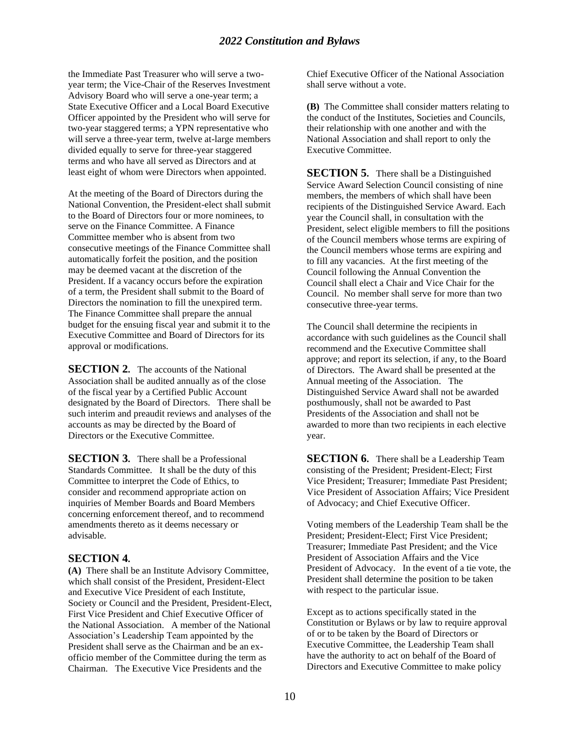the Immediate Past Treasurer who will serve a two-year term; the Vice-Chair of the Reserves Investment Advisory Board who will serve a one-year term; a State Executive Officer and a Local Board Executive Officer appointed by the President who will serve for two-year staggered terms; a YPN representative who will serve a three-year term, twelve at-large members divided equally to serve for three-year staggered terms and who have all served as Directors and at least eight of whom were Directors when appointed.

At the meeting of the Board of Directors during the National Convention, the President-elect shall submit to the Board of Directors four or more nominees, to serve on the Finance Committee. A Finance Committee member who is absent from two consecutive meetings of the Finance Committee shall automatically forfeit the position, and the position may be deemed vacant at the discretion of the President. If a vacancy occurs before the expiration of a term, the President shall submit to the Board of Directors the nomination to fill the unexpired term. The Finance Committee shall prepare the annual budget for the ensuing fiscal year and submit it to the Executive Committee and Board of Directors for its approval or modifications.

**SECTION 2.** The accounts of the National Association shall be audited annually as of the close of the fiscal year by a Certified Public Account designated by the Board of Directors. There shall be such interim and preaudit reviews and analyses of the accounts as may be directed by the Board of Directors or the Executive Committee.

**SECTION 3.** There shall be a Professional Standards Committee. It shall be the duty of this Committee to interpret the Code of Ethics, to consider and recommend appropriate action on inquiries of Member Boards and Board Members concerning enforcement thereof, and to recommend amendments thereto as it deems necessary or advisable.

**SECTION 4.**

**(A)** There shall be an Institute Advisory Committee, which shall consist of the President, President-Elect and Executive Vice President of each Institute, Society or Council and the President, President-Elect, First Vice President and Chief Executive Officer of the National Association. A member of the National Association's Leadership Team appointed by the President shall serve as the Chairman and be an ex-officio member of the Committee during the term as Chairman. The Executive Vice Presidents and the Chief Executive Officer of the National Association shall serve without a vote.

**(B)** The Committee shall consider matters relating to the conduct of the Institutes, Societies and Councils, their relationship with one another and with the National Association and shall report to only the Executive Committee.

**SECTION 5.** There shall be a Distinguished Service Award Selection Council consisting of nine members, the members of which shall have been recipients of the Distinguished Service Award. Each year the Council shall, in consultation with the President, select eligible members to fill the positions of the Council members whose terms are expiring of the Council members whose terms are expiring and to fill any vacancies. At the first meeting of the Council following the Annual Convention the Council shall elect a Chair and Vice Chair for the Council. No member shall serve for more than two consecutive three-year terms.

The Council shall determine the recipients in accordance with such guidelines as the Council shall recommend and the Executive Committee shall approve; and report its selection, if any, to the Board of Directors. The Award shall be presented at the Annual meeting of the Association. The Distinguished Service Award shall not be awarded posthumously, shall not be awarded to Past Presidents of the Association and shall not be awarded to more than two recipients in each elective year.

**SECTION 6.** There shall be a Leadership Team consisting of the President; President-Elect; First Vice President; Treasurer; Immediate Past President; Vice President of Association Affairs; Vice President of Advocacy; and Chief Executive Officer.

Voting members of the Leadership Team shall be the President; President-Elect; First Vice President; Treasurer; Immediate Past President; and the Vice President of Association Affairs and the Vice President of Advocacy. In the event of a tie vote, the President shall determine the position to be taken with respect to the particular issue.

Except as to actions specifically stated in the Constitution or Bylaws or by law to require approval of or to be taken by the Board of Directors or Executive Committee, the Leadership Team shall have the authority to act on behalf of the Board of Directors and Executive Committee to make policy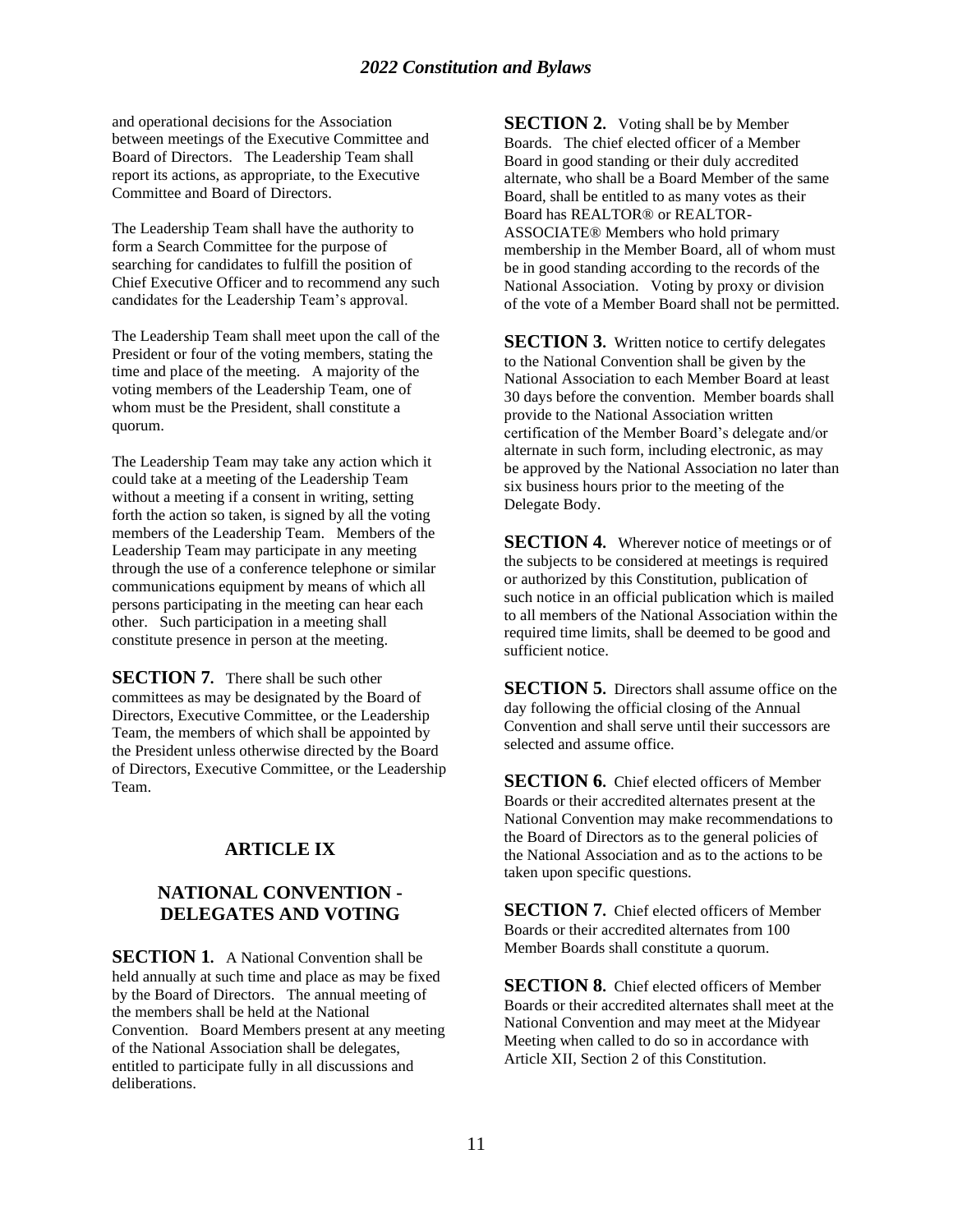and operational decisions for the Association between meetings of the Executive Committee and Board of Directors. The Leadership Team shall report its actions, as appropriate, to the Executive Committee and Board of Directors.

The Leadership Team shall have the authority to form a Search Committee for the purpose of searching for candidates to fulfill the position of Chief Executive Officer and to recommend any such candidates for the Leadership Team's approval.

The Leadership Team shall meet upon the call of the President or four of the voting members, stating the time and place of the meeting. A majority of the voting members of the Leadership Team, one of whom must be the President, shall constitute a quorum.

The Leadership Team may take any action which it could take at a meeting of the Leadership Team without a meeting if a consent in writing, setting forth the action so taken, is signed by all the voting members of the Leadership Team. Members of the Leadership Team may participate in any meeting through the use of a conference telephone or similar communications equipment by means of which all persons participating in the meeting can hear each other. Such participation in a meeting shall constitute presence in person at the meeting.

**SECTION 7.** There shall be such other committees as may be designated by the Board of Directors, Executive Committee, or the Leadership Team, the members of which shall be appointed by the President unless otherwise directed by the Board of Directors, Executive Committee, or the Leadership Team.

## ARTICLE IX

## NATIONAL CONVENTION - DELEGATES AND VOTING

**SECTION 1.** A National Convention shall be held annually at such time and place as may be fixed by the Board of Directors. The annual meeting of the members shall be held at the National Convention. Board Members present at any meeting of the National Association shall be delegates, entitled to participate fully in all discussions and deliberations.

**SECTION 2.** Voting shall be by Member Boards. The chief elected officer of a Member Board in good standing or their duly accredited alternate, who shall be a Board Member of the same Board, shall be entitled to as many votes as their Board has REALTOR® or REALTOR-ASSOCIATE® Members who hold primary membership in the Member Board, all of whom must be in good standing according to the records of the National Association. Voting by proxy or division of the vote of a Member Board shall not be permitted.

**SECTION 3.** Written notice to certify delegates to the National Convention shall be given by the National Association to each Member Board at least 30 days before the convention. Member boards shall provide to the National Association written certification of the Member Board's delegate and/or alternate in such form, including electronic, as may be approved by the National Association no later than six business hours prior to the meeting of the Delegate Body.

**SECTION 4.** Wherever notice of meetings or of the subjects to be considered at meetings is required or authorized by this Constitution, publication of such notice in an official publication which is mailed to all members of the National Association within the required time limits, shall be deemed to be good and sufficient notice.

**SECTION 5.** Directors shall assume office on the day following the official closing of the Annual Convention and shall serve until their successors are selected and assume office.

**SECTION 6.** Chief elected officers of Member Boards or their accredited alternates present at the National Convention may make recommendations to the Board of Directors as to the general policies of the National Association and as to the actions to be taken upon specific questions.

**SECTION 7.** Chief elected officers of Member Boards or their accredited alternates from 100 Member Boards shall constitute a quorum.

**SECTION 8.** Chief elected officers of Member Boards or their accredited alternates shall meet at the National Convention and may meet at the Midyear Meeting when called to do so in accordance with Article XII, Section 2 of this Constitution.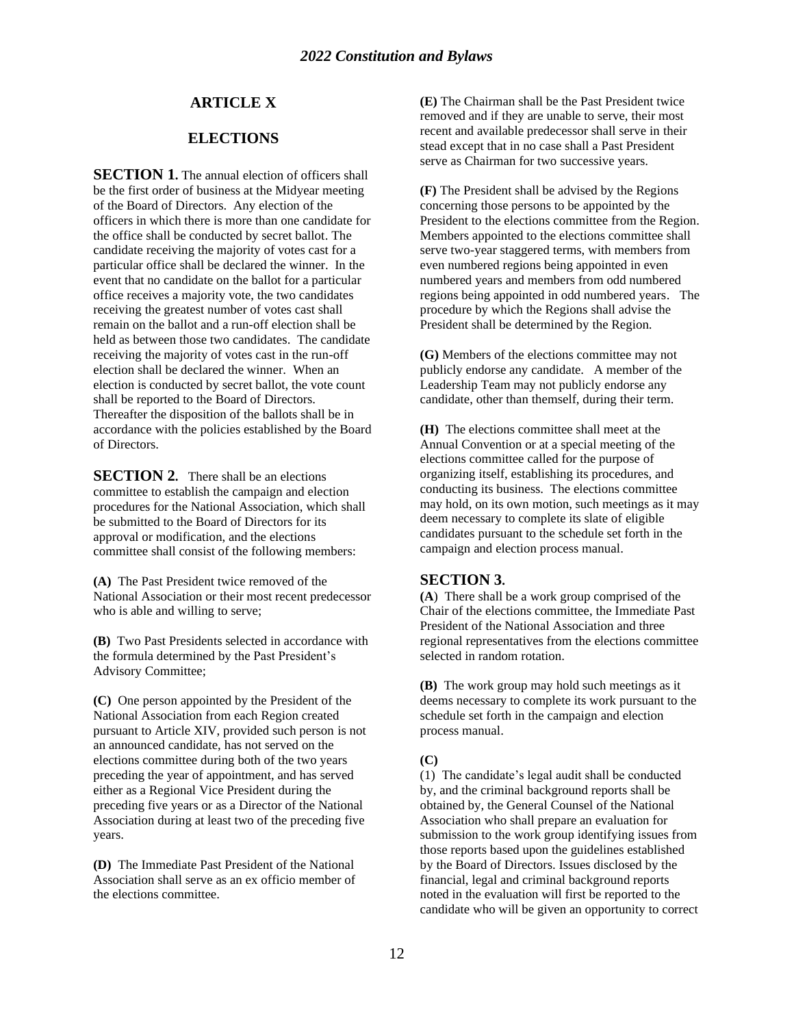## ARTICLE X

## ELECTIONS

**SECTION 1.** The annual election of officers shall be the first order of business at the Midyear meeting of the Board of Directors. Any election of the officers in which there is more than one candidate for the office shall be conducted by secret ballot. The candidate receiving the majority of votes cast for a particular office shall be declared the winner. In the event that no candidate on the ballot for a particular office receives a majority vote, the two candidates receiving the greatest number of votes cast shall remain on the ballot and a run-off election shall be held as between those two candidates. The candidate receiving the majority of votes cast in the run-off election shall be declared the winner. When an election is conducted by secret ballot, the vote count shall be reported to the Board of Directors. Thereafter the disposition of the ballots shall be in accordance with the policies established by the Board of Directors.

**SECTION 2.** There shall be an elections committee to establish the campaign and election procedures for the National Association, which shall be submitted to the Board of Directors for its approval or modification, and the elections committee shall consist of the following members:

**(A)** The Past President twice removed of the National Association or their most recent predecessor who is able and willing to serve;

**(B)** Two Past Presidents selected in accordance with the formula determined by the Past President's Advisory Committee;

**(C)** One person appointed by the President of the National Association from each Region created pursuant to Article XIV, provided such person is not an announced candidate, has not served on the elections committee during both of the two years preceding the year of appointment, and has served either as a Regional Vice President during the preceding five years or as a Director of the National Association during at least two of the preceding five years.

**(D)** The Immediate Past President of the National Association shall serve as an ex officio member of the elections committee.

**(E)** The Chairman shall be the Past President twice removed and if they are unable to serve, their most recent and available predecessor shall serve in their stead except that in no case shall a Past President serve as Chairman for two successive years.

**(F)** The President shall be advised by the Regions concerning those persons to be appointed by the President to the elections committee from the Region. Members appointed to the elections committee shall serve two-year staggered terms, with members from even numbered regions being appointed in even numbered years and members from odd numbered regions being appointed in odd numbered years. The procedure by which the Regions shall advise the President shall be determined by the Region.

**(G)** Members of the elections committee may not publicly endorse any candidate. A member of the Leadership Team may not publicly endorse any candidate, other than themself, during their term.

**(H)** The elections committee shall meet at the Annual Convention or at a special meeting of the elections committee called for the purpose of organizing itself, establishing its procedures, and conducting its business. The elections committee may hold, on its own motion, such meetings as it may deem necessary to complete its slate of eligible candidates pursuant to the schedule set forth in the campaign and election process manual.

**SECTION 3.**

**(A)** There shall be a work group comprised of the Chair of the elections committee, the Immediate Past President of the National Association and three regional representatives from the elections committee selected in random rotation.

**(B)** The work group may hold such meetings as it deems necessary to complete its work pursuant to the schedule set forth in the campaign and election process manual.

**(C)**

(1) The candidate's legal audit shall be conducted by, and the criminal background reports shall be obtained by, the General Counsel of the National Association who shall prepare an evaluation for submission to the work group identifying issues from those reports based upon the guidelines established by the Board of Directors. Issues disclosed by the financial, legal and criminal background reports noted in the evaluation will first be reported to the candidate who will be given an opportunity to correct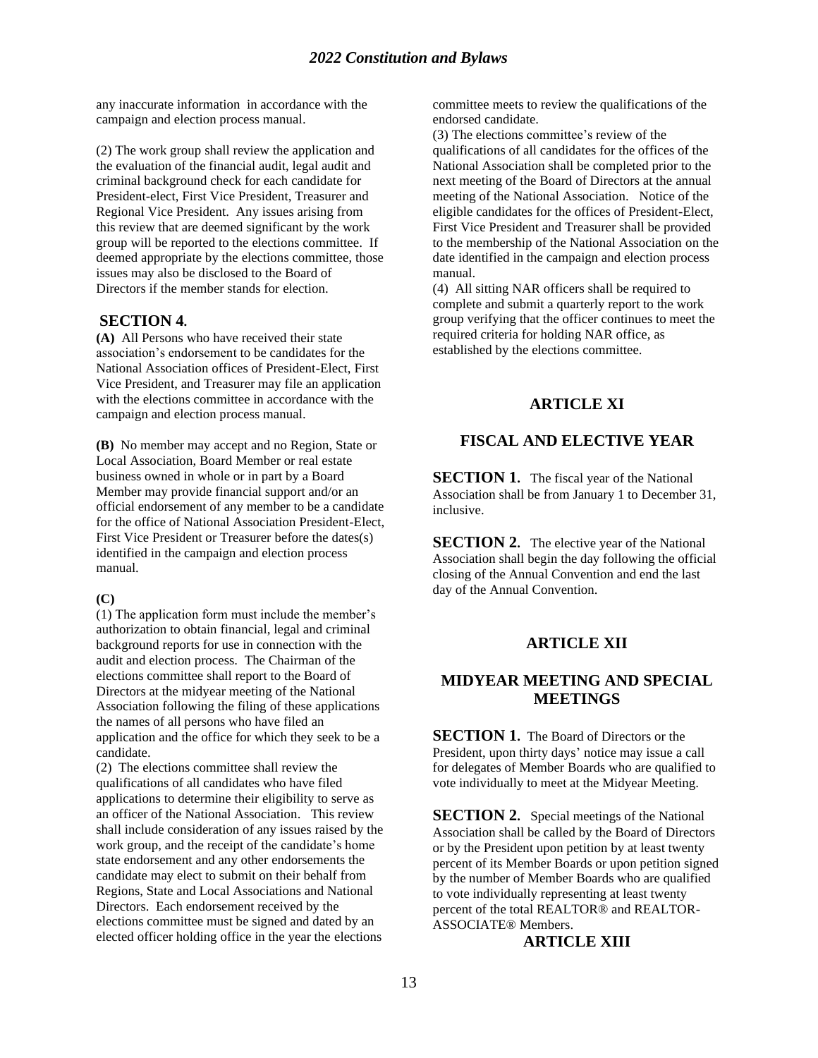any inaccurate information in accordance with the campaign and election process manual.

(2) The work group shall review the application and the evaluation of the financial audit, legal audit and criminal background check for each candidate for President-elect, First Vice President, Treasurer and Regional Vice President. Any issues arising from this review that are deemed significant by the work group will be reported to the elections committee. If deemed appropriate by the elections committee, those issues may also be disclosed to the Board of Directors if the member stands for election.

### SECTION 4.

**(A)** All Persons who have received their state association's endorsement to be candidates for the National Association offices of President-Elect, First Vice President, and Treasurer may file an application with the elections committee in accordance with the campaign and election process manual.

**(B)** No member may accept and no Region, State or Local Association, Board Member or real estate business owned in whole or in part by a Board Member may provide financial support and/or an official endorsement of any member to be a candidate for the office of National Association President-Elect, First Vice President or Treasurer before the dates(s) identified in the campaign and election process manual.

**(C)**

(1) The application form must include the member's authorization to obtain financial, legal and criminal background reports for use in connection with the audit and election process. The Chairman of the elections committee shall report to the Board of Directors at the midyear meeting of the National Association following the filing of these applications the names of all persons who have filed an application and the office for which they seek to be a candidate.

(2) The elections committee shall review the qualifications of all candidates who have filed applications to determine their eligibility to serve as an officer of the National Association. This review shall include consideration of any issues raised by the work group, and the receipt of the candidate's home state endorsement and any other endorsements the candidate may elect to submit on their behalf from Regions, State and Local Associations and National Directors. Each endorsement received by the elections committee must be signed and dated by an elected officer holding office in the year the elections committee meets to review the qualifications of the endorsed candidate.

(3) The elections committee's review of the qualifications of all candidates for the offices of the National Association shall be completed prior to the next meeting of the Board of Directors at the annual meeting of the National Association. Notice of the eligible candidates for the offices of President-Elect, First Vice President and Treasurer shall be provided to the membership of the National Association on the date identified in the campaign and election process manual.

(4) All sitting NAR officers shall be required to complete and submit a quarterly report to the work group verifying that the officer continues to meet the required criteria for holding NAR office, as established by the elections committee.

## ARTICLE XI

## FISCAL AND ELECTIVE YEAR

**SECTION 1.** The fiscal year of the National Association shall be from January 1 to December 31, inclusive.

**SECTION 2.** The elective year of the National Association shall begin the day following the official closing of the Annual Convention and end the last day of the Annual Convention.

## ARTICLE XII

## MIDYEAR MEETING AND SPECIAL MEETINGS

**SECTION 1.** The Board of Directors or the President, upon thirty days' notice may issue a call for delegates of Member Boards who are qualified to vote individually to meet at the Midyear Meeting.

**SECTION 2.** Special meetings of the National Association shall be called by the Board of Directors or by the President upon petition by at least twenty percent of its Member Boards or upon petition signed by the number of Member Boards who are qualified to vote individually representing at least twenty percent of the total REALTOR® and REALTOR-ASSOCIATE® Members.

## ARTICLE XIII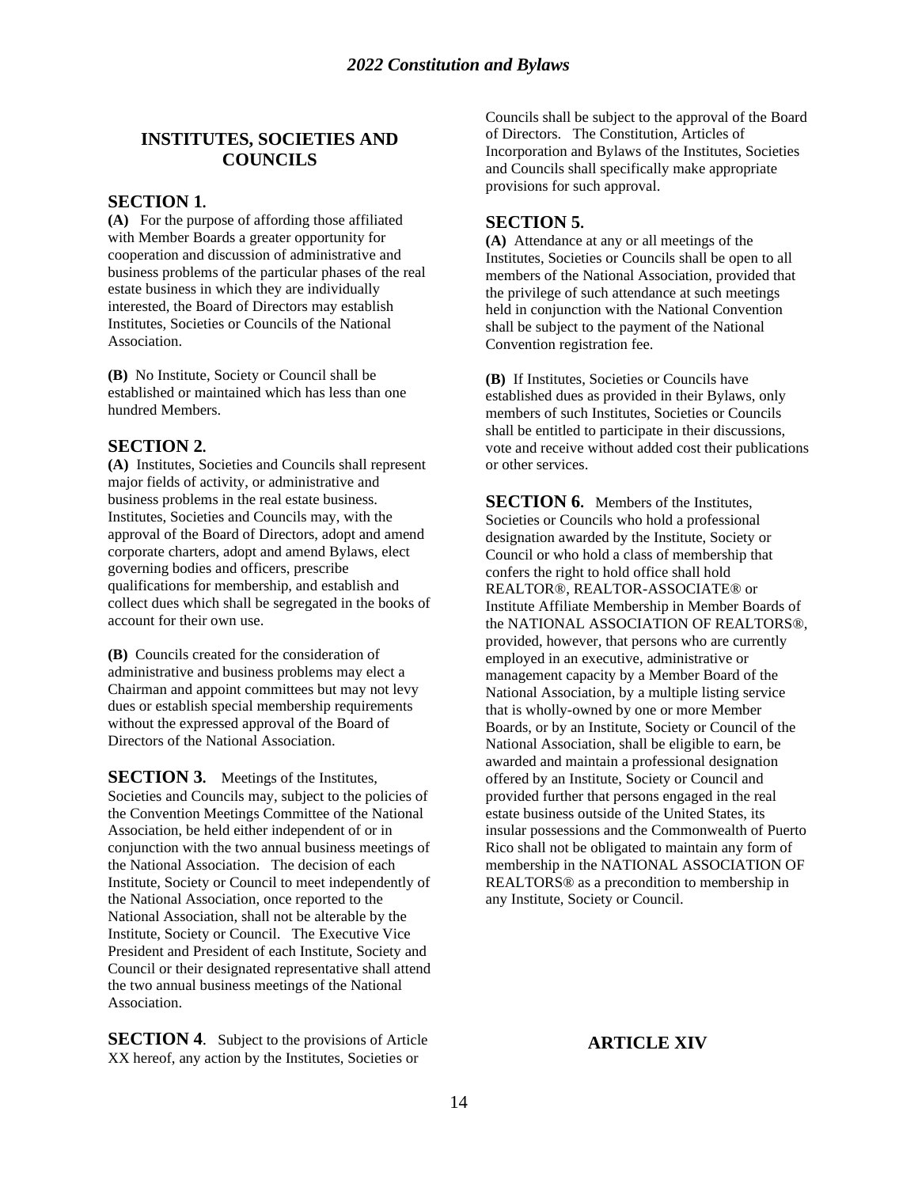## INSTITUTES, SOCIETIES AND COUNCILS

### SECTION 1.

**(A)** For the purpose of affording those affiliated with Member Boards a greater opportunity for cooperation and discussion of administrative and business problems of the particular phases of the real estate business in which they are individually interested, the Board of Directors may establish Institutes, Societies or Councils of the National Association.

**(B)** No Institute, Society or Council shall be established or maintained which has less than one hundred Members.

### SECTION 2.

**(A)** Institutes, Societies and Councils shall represent major fields of activity, or administrative and business problems in the real estate business. Institutes, Societies and Councils may, with the approval of the Board of Directors, adopt and amend corporate charters, adopt and amend Bylaws, elect governing bodies and officers, prescribe qualifications for membership, and establish and collect dues which shall be segregated in the books of account for their own use.

**(B)** Councils created for the consideration of administrative and business problems may elect a Chairman and appoint committees but may not levy dues or establish special membership requirements without the expressed approval of the Board of Directors of the National Association.

**SECTION 3.** Meetings of the Institutes, Societies and Councils may, subject to the policies of the Convention Meetings Committee of the National Association, be held either independent of or in conjunction with the two annual business meetings of the National Association. The decision of each Institute, Society or Council to meet independently of the National Association, once reported to the National Association, shall not be alterable by the Institute, Society or Council. The Executive Vice President and President of each Institute, Society and Council or their designated representative shall attend the two annual business meetings of the National Association.

**SECTION 4**. Subject to the provisions of Article XX hereof, any action by the Institutes, Societies or Councils shall be subject to the approval of the Board of Directors. The Constitution, Articles of Incorporation and Bylaws of the Institutes, Societies and Councils shall specifically make appropriate provisions for such approval.

### SECTION 5.

**(A)** Attendance at any or all meetings of the Institutes, Societies or Councils shall be open to all members of the National Association, provided that the privilege of such attendance at such meetings held in conjunction with the National Convention shall be subject to the payment of the National Convention registration fee.

**(B)** If Institutes, Societies or Councils have established dues as provided in their Bylaws, only members of such Institutes, Societies or Councils shall be entitled to participate in their discussions, vote and receive without added cost their publications or other services.

**SECTION 6.** Members of the Institutes, Societies or Councils who hold a professional designation awarded by the Institute, Society or Council or who hold a class of membership that confers the right to hold office shall hold REALTOR®, REALTOR-ASSOCIATE® or Institute Affiliate Membership in Member Boards of the NATIONAL ASSOCIATION OF REALTORS®, provided, however, that persons who are currently employed in an executive, administrative or management capacity by a Member Board of the National Association, by a multiple listing service that is wholly-owned by one or more Member Boards, or by an Institute, Society or Council of the National Association, shall be eligible to earn, be awarded and maintain a professional designation offered by an Institute, Society or Council and provided further that persons engaged in the real estate business outside of the United States, its insular possessions and the Commonwealth of Puerto Rico shall not be obligated to maintain any form of membership in the NATIONAL ASSOCIATION OF REALTORS® as a precondition to membership in any Institute, Society or Council.

## ARTICLE XIV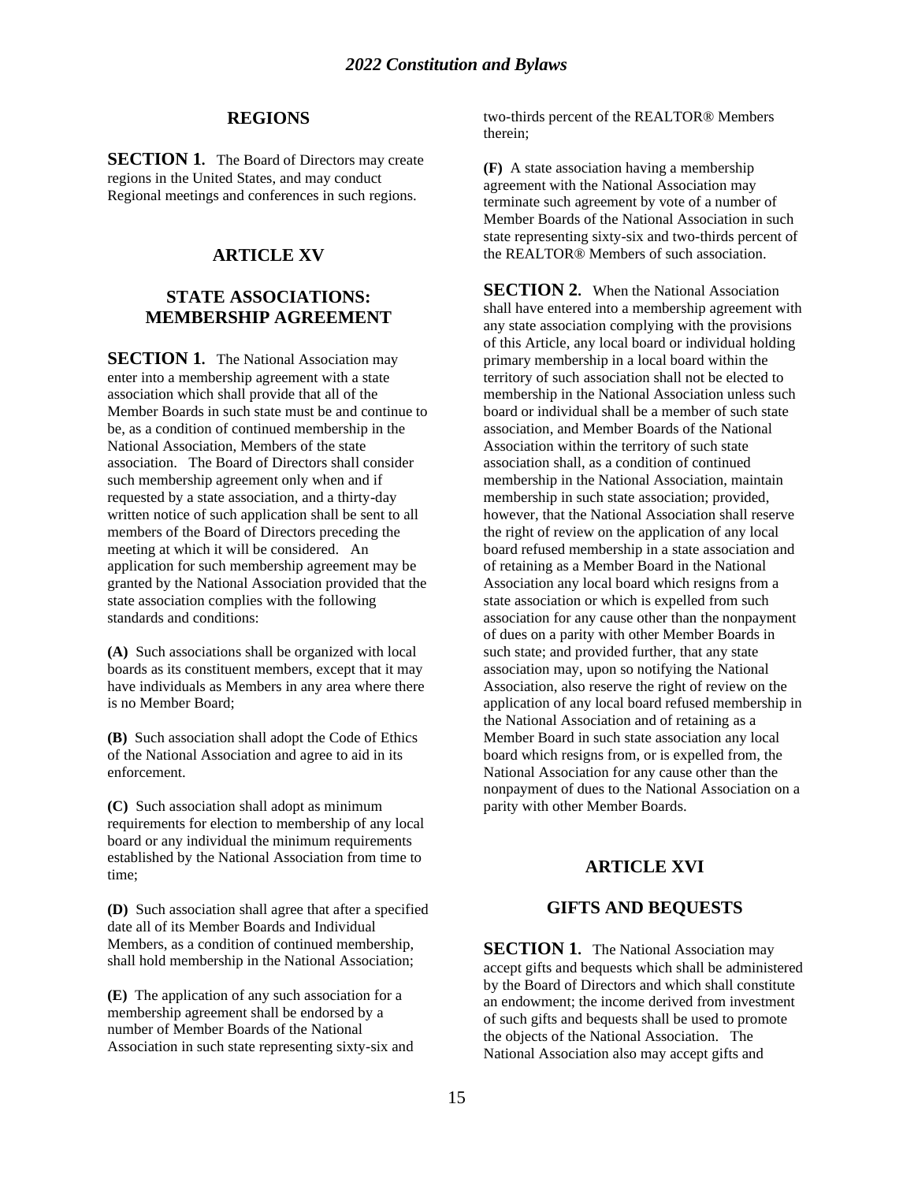## REGIONS

**SECTION 1.** The Board of Directors may create regions in the United States, and may conduct Regional meetings and conferences in such regions.

## ARTICLE XV

## STATE ASSOCIATIONS: MEMBERSHIP AGREEMENT

**SECTION 1.** The National Association may enter into a membership agreement with a state association which shall provide that all of the Member Boards in such state must be and continue to be, as a condition of continued membership in the National Association, Members of the state association. The Board of Directors shall consider such membership agreement only when and if requested by a state association, and a thirty-day written notice of such application shall be sent to all members of the Board of Directors preceding the meeting at which it will be considered. An application for such membership agreement may be granted by the National Association provided that the state association complies with the following standards and conditions:

**(A)** Such associations shall be organized with local boards as its constituent members, except that it may have individuals as Members in any area where there is no Member Board;

**(B)** Such association shall adopt the Code of Ethics of the National Association and agree to aid in its enforcement.

**(C)** Such association shall adopt as minimum requirements for election to membership of any local board or any individual the minimum requirements established by the National Association from time to time;

**(D)** Such association shall agree that after a specified date all of its Member Boards and Individual Members, as a condition of continued membership, shall hold membership in the National Association;

**(E)** The application of any such association for a membership agreement shall be endorsed by a number of Member Boards of the National Association in such state representing sixty-six and two-thirds percent of the REALTOR® Members therein;

**(F)** A state association having a membership agreement with the National Association may terminate such agreement by vote of a number of Member Boards of the National Association in such state representing sixty-six and two-thirds percent of the REALTOR® Members of such association.

**SECTION 2.** When the National Association shall have entered into a membership agreement with any state association complying with the provisions of this Article, any local board or individual holding primary membership in a local board within the territory of such association shall not be elected to membership in the National Association unless such board or individual shall be a member of such state association, and Member Boards of the National Association within the territory of such state association shall, as a condition of continued membership in the National Association, maintain membership in such state association; provided, however, that the National Association shall reserve the right of review on the application of any local board refused membership in a state association and of retaining as a Member Board in the National Association any local board which resigns from a state association or which is expelled from such association for any cause other than the nonpayment of dues on a parity with other Member Boards in such state; and provided further, that any state association may, upon so notifying the National Association, also reserve the right of review on the application of any local board refused membership in the National Association and of retaining as a Member Board in such state association any local board which resigns from, or is expelled from, the National Association for any cause other than the nonpayment of dues to the National Association on a parity with other Member Boards.

## ARTICLE XVI

## GIFTS AND BEQUESTS

**SECTION 1.** The National Association may accept gifts and bequests which shall be administered by the Board of Directors and which shall constitute an endowment; the income derived from investment of such gifts and bequests shall be used to promote the objects of the National Association. The National Association also may accept gifts and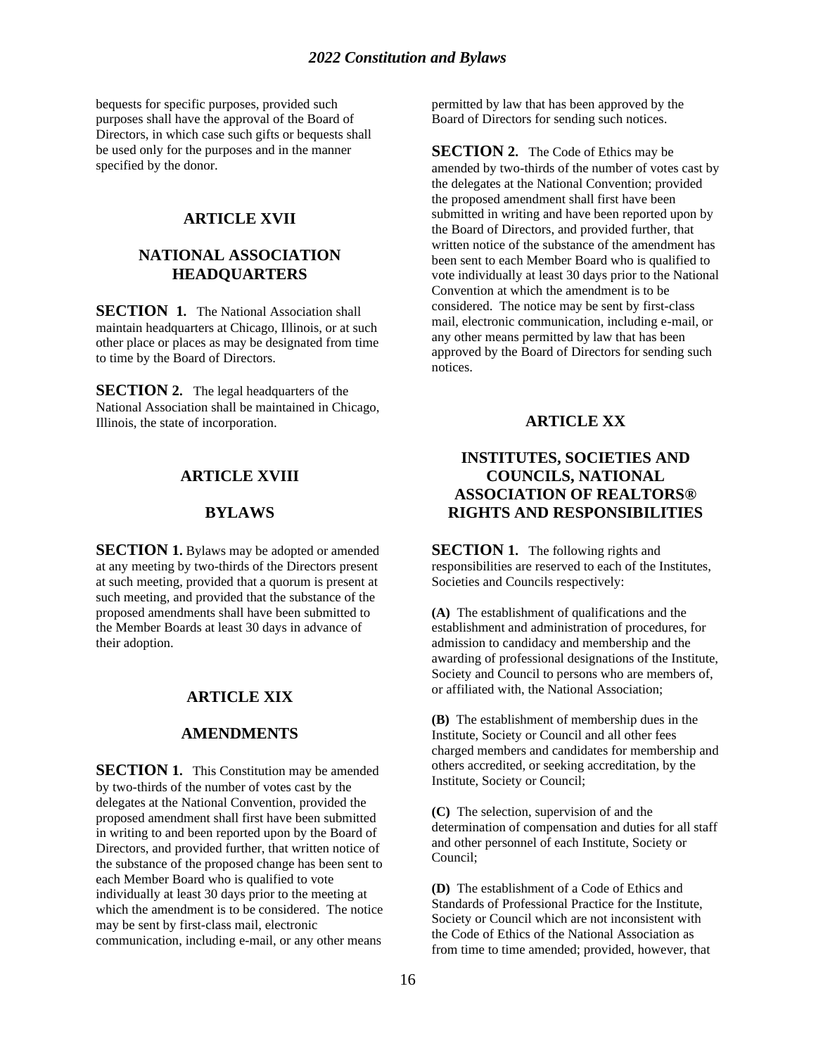bequests for specific purposes, provided such purposes shall have the approval of the Board of Directors, in which case such gifts or bequests shall be used only for the purposes and in the manner specified by the donor.

## ARTICLE XVII

## NATIONAL ASSOCIATION HEADQUARTERS

**SECTION 1.** The National Association shall maintain headquarters at Chicago, Illinois, or at such other place or places as may be designated from time to time by the Board of Directors.

**SECTION 2.** The legal headquarters of the National Association shall be maintained in Chicago, Illinois, the state of incorporation.

## ARTICLE XVIII

## BYLAWS

**SECTION 1.** Bylaws may be adopted or amended at any meeting by two-thirds of the Directors present at such meeting, provided that a quorum is present at such meeting, and provided that the substance of the proposed amendments shall have been submitted to the Member Boards at least 30 days in advance of their adoption.

## ARTICLE XIX

## AMENDMENTS

**SECTION 1.** This Constitution may be amended by two-thirds of the number of votes cast by the delegates at the National Convention, provided the proposed amendment shall first have been submitted in writing to and been reported upon by the Board of Directors, and provided further, that written notice of the substance of the proposed change has been sent to each Member Board who is qualified to vote individually at least 30 days prior to the meeting at which the amendment is to be considered. The notice may be sent by first-class mail, electronic communication, including e-mail, or any other means permitted by law that has been approved by the Board of Directors for sending such notices.

**SECTION 2.** The Code of Ethics may be amended by two-thirds of the number of votes cast by the delegates at the National Convention; provided the proposed amendment shall first have been submitted in writing and have been reported upon by the Board of Directors, and provided further, that written notice of the substance of the amendment has been sent to each Member Board who is qualified to vote individually at least 30 days prior to the National Convention at which the amendment is to be considered. The notice may be sent by first-class mail, electronic communication, including e-mail, or any other means permitted by law that has been approved by the Board of Directors for sending such notices.

## ARTICLE XX

## INSTITUTES, SOCIETIES AND COUNCILS, NATIONAL ASSOCIATION OF REALTORS® RIGHTS AND RESPONSIBILITIES

**SECTION 1.** The following rights and responsibilities are reserved to each of the Institutes, Societies and Councils respectively:

**(A)** The establishment of qualifications and the establishment and administration of procedures, for admission to candidacy and membership and the awarding of professional designations of the Institute, Society and Council to persons who are members of, or affiliated with, the National Association;

**(B)** The establishment of membership dues in the Institute, Society or Council and all other fees charged members and candidates for membership and others accredited, or seeking accreditation, by the Institute, Society or Council;

**(C)** The selection, supervision of and the determination of compensation and duties for all staff and other personnel of each Institute, Society or Council;

**(D)** The establishment of a Code of Ethics and Standards of Professional Practice for the Institute, Society or Council which are not inconsistent with the Code of Ethics of the National Association as from time to time amended; provided, however, that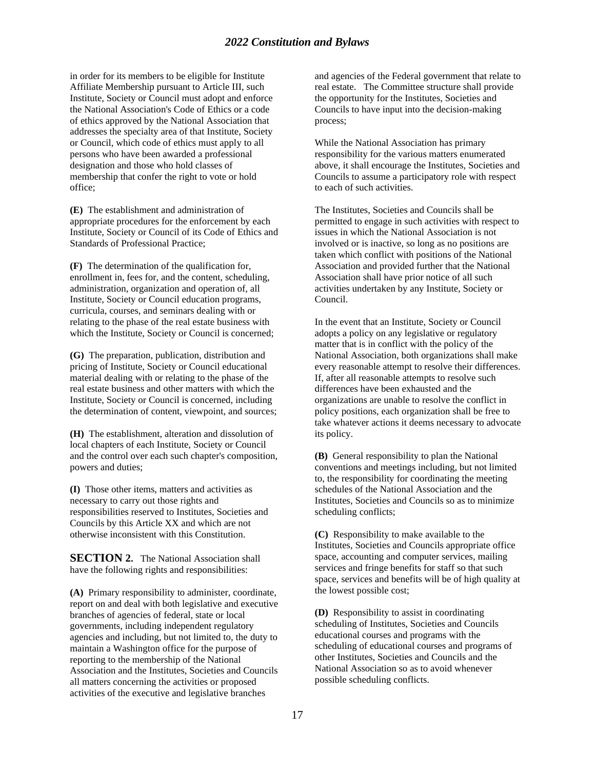in order for its members to be eligible for Institute Affiliate Membership pursuant to Article III, such Institute, Society or Council must adopt and enforce the National Association's Code of Ethics or a code of ethics approved by the National Association that addresses the specialty area of that Institute, Society or Council, which code of ethics must apply to all persons who have been awarded a professional designation and those who hold classes of membership that confer the right to vote or hold office;

**(E)** The establishment and administration of appropriate procedures for the enforcement by each Institute, Society or Council of its Code of Ethics and Standards of Professional Practice;

**(F)** The determination of the qualification for, enrollment in, fees for, and the content, scheduling, administration, organization and operation of, all Institute, Society or Council education programs, curricula, courses, and seminars dealing with or relating to the phase of the real estate business with which the Institute, Society or Council is concerned;

**(G)** The preparation, publication, distribution and pricing of Institute, Society or Council educational material dealing with or relating to the phase of the real estate business and other matters with which the Institute, Society or Council is concerned, including the determination of content, viewpoint, and sources;

**(H)** The establishment, alteration and dissolution of local chapters of each Institute, Society or Council and the control over each such chapter's composition, powers and duties;

**(I)** Those other items, matters and activities as necessary to carry out those rights and responsibilities reserved to Institutes, Societies and Councils by this Article XX and which are not otherwise inconsistent with this Constitution.

**SECTION 2.** The National Association shall have the following rights and responsibilities:

**(A)** Primary responsibility to administer, coordinate, report on and deal with both legislative and executive branches of agencies of federal, state or local governments, including independent regulatory agencies and including, but not limited to, the duty to maintain a Washington office for the purpose of reporting to the membership of the National Association and the Institutes, Societies and Councils all matters concerning the activities or proposed activities of the executive and legislative branches and agencies of the Federal government that relate to real estate. The Committee structure shall provide the opportunity for the Institutes, Societies and Councils to have input into the decision-making process;

While the National Association has primary responsibility for the various matters enumerated above, it shall encourage the Institutes, Societies and Councils to assume a participatory role with respect to each of such activities.

The Institutes, Societies and Councils shall be permitted to engage in such activities with respect to issues in which the National Association is not involved or is inactive, so long as no positions are taken which conflict with positions of the National Association and provided further that the National Association shall have prior notice of all such activities undertaken by any Institute, Society or Council.

In the event that an Institute, Society or Council adopts a policy on any legislative or regulatory matter that is in conflict with the policy of the National Association, both organizations shall make every reasonable attempt to resolve their differences. If, after all reasonable attempts to resolve such differences have been exhausted and the organizations are unable to resolve the conflict in policy positions, each organization shall be free to take whatever actions it deems necessary to advocate its policy.

**(B)** General responsibility to plan the National conventions and meetings including, but not limited to, the responsibility for coordinating the meeting schedules of the National Association and the Institutes, Societies and Councils so as to minimize scheduling conflicts;

**(C)** Responsibility to make available to the Institutes, Societies and Councils appropriate office space, accounting and computer services, mailing services and fringe benefits for staff so that such space, services and benefits will be of high quality at the lowest possible cost;

**(D)** Responsibility to assist in coordinating scheduling of Institutes, Societies and Councils educational courses and programs with the scheduling of educational courses and programs of other Institutes, Societies and Councils and the National Association so as to avoid whenever possible scheduling conflicts.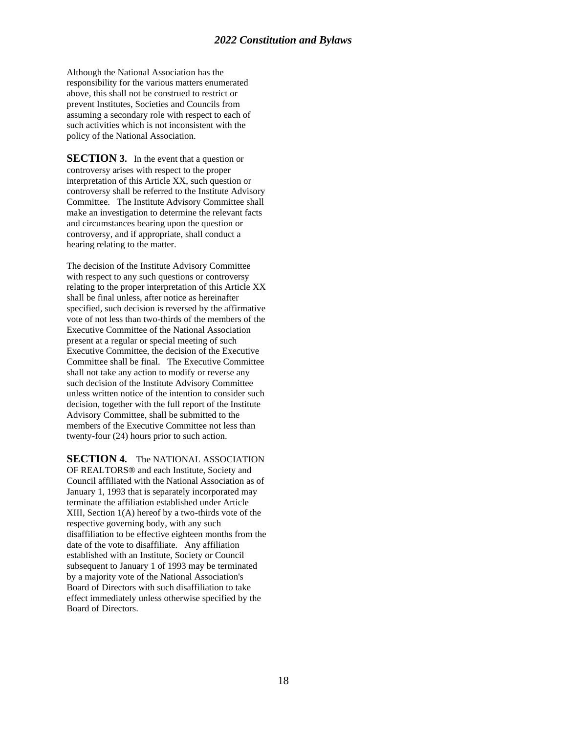Although the National Association has the responsibility for the various matters enumerated above, this shall not be construed to restrict or prevent Institutes, Societies and Councils from assuming a secondary role with respect to each of such activities which is not inconsistent with the policy of the National Association.

**SECTION 3.** In the event that a question or controversy arises with respect to the proper interpretation of this Article XX, such question or controversy shall be referred to the Institute Advisory Committee. The Institute Advisory Committee shall make an investigation to determine the relevant facts and circumstances bearing upon the question or controversy, and if appropriate, shall conduct a hearing relating to the matter.

The decision of the Institute Advisory Committee with respect to any such questions or controversy relating to the proper interpretation of this Article XX shall be final unless, after notice as hereinafter specified, such decision is reversed by the affirmative vote of not less than two-thirds of the members of the Executive Committee of the National Association present at a regular or special meeting of such Executive Committee, the decision of the Executive Committee shall be final. The Executive Committee shall not take any action to modify or reverse any such decision of the Institute Advisory Committee unless written notice of the intention to consider such decision, together with the full report of the Institute Advisory Committee, shall be submitted to the members of the Executive Committee not less than twenty-four (24) hours prior to such action.

**SECTION 4.** The NATIONAL ASSOCIATION OF REALTORS® and each Institute, Society and Council affiliated with the National Association as of January 1, 1993 that is separately incorporated may terminate the affiliation established under Article XIII, Section 1(A) hereof by a two-thirds vote of the respective governing body, with any such disaffiliation to be effective eighteen months from the date of the vote to disaffiliate. Any affiliation established with an Institute, Society or Council subsequent to January 1 of 1993 may be terminated by a majority vote of the National Association's Board of Directors with such disaffiliation to take effect immediately unless otherwise specified by the Board of Directors.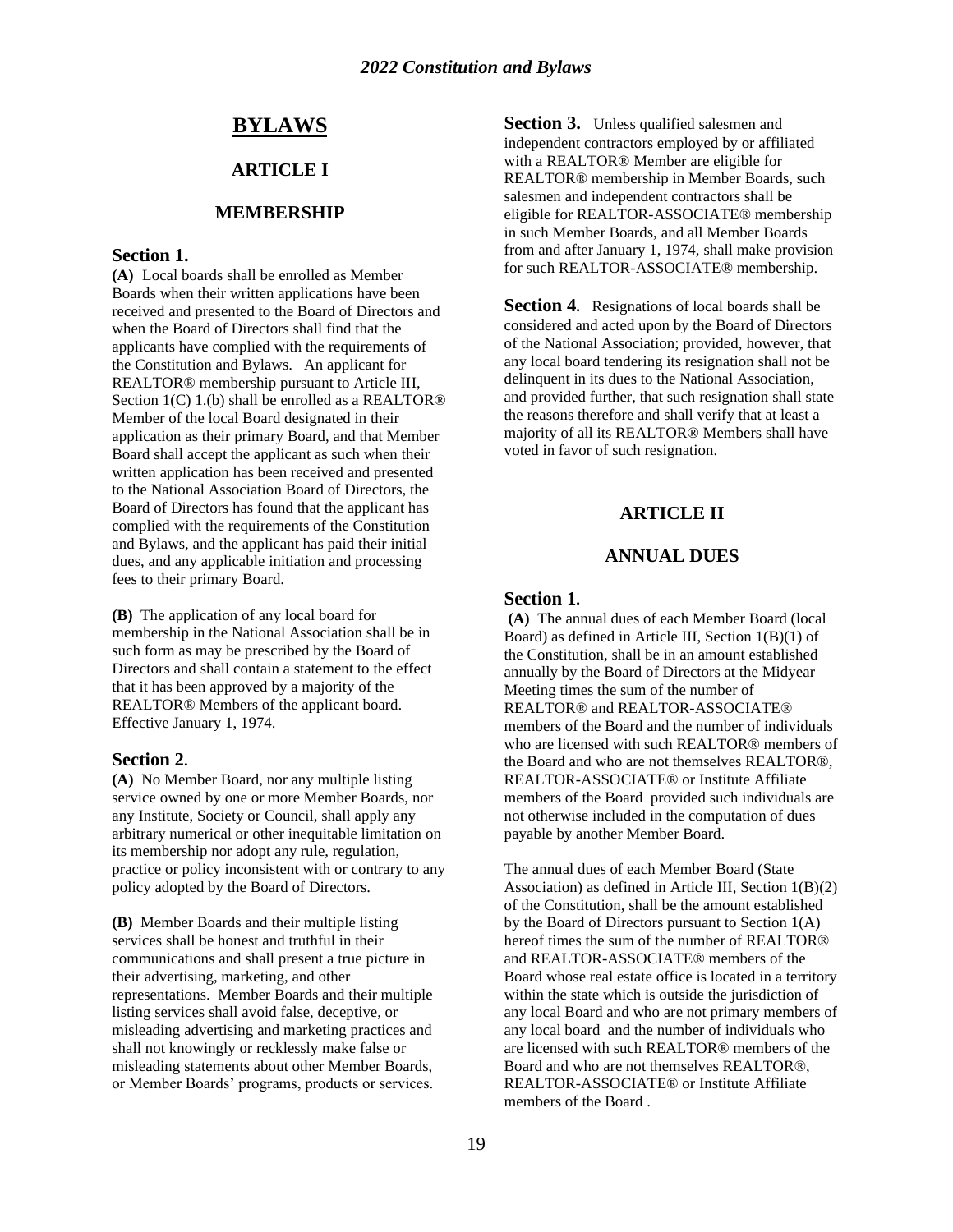# BYLAWS

## ARTICLE I

## MEMBERSHIP

### Section 1.

**(A)** Local boards shall be enrolled as Member Boards when their written applications have been received and presented to the Board of Directors and when the Board of Directors shall find that the applicants have complied with the requirements of the Constitution and Bylaws. An applicant for REALTOR® membership pursuant to Article III, Section 1(C) 1.(b) shall be enrolled as a REALTOR® Member of the local Board designated in their application as their primary Board, and that Member Board shall accept the applicant as such when their written application has been received and presented to the National Association Board of Directors, the Board of Directors has found that the applicant has complied with the requirements of the Constitution and Bylaws, and the applicant has paid their initial dues, and any applicable initiation and processing fees to their primary Board.

**(B)** The application of any local board for membership in the National Association shall be in such form as may be prescribed by the Board of Directors and shall contain a statement to the effect that it has been approved by a majority of the REALTOR® Members of the applicant board. Effective January 1, 1974.

### Section 2.

**(A)** No Member Board, nor any multiple listing service owned by one or more Member Boards, nor any Institute, Society or Council, shall apply any arbitrary numerical or other inequitable limitation on its membership nor adopt any rule, regulation, practice or policy inconsistent with or contrary to any policy adopted by the Board of Directors.

**(B)** Member Boards and their multiple listing services shall be honest and truthful in their communications and shall present a true picture in their advertising, marketing, and other representations. Member Boards and their multiple listing services shall avoid false, deceptive, or misleading advertising and marketing practices and shall not knowingly or recklessly make false or misleading statements about other Member Boards, or Member Boards' programs, products or services.

**Section 3.** Unless qualified salesmen and independent contractors employed by or affiliated with a REALTOR® Member are eligible for REALTOR® membership in Member Boards, such salesmen and independent contractors shall be eligible for REALTOR-ASSOCIATE® membership in such Member Boards, and all Member Boards from and after January 1, 1974, shall make provision for such REALTOR-ASSOCIATE® membership.

**Section 4.** Resignations of local boards shall be considered and acted upon by the Board of Directors of the National Association; provided, however, that any local board tendering its resignation shall not be delinquent in its dues to the National Association, and provided further, that such resignation shall state the reasons therefore and shall verify that at least a majority of all its REALTOR® Members shall have voted in favor of such resignation.

## ARTICLE II

## ANNUAL DUES

### Section 1.

**(A)** The annual dues of each Member Board (local Board) as defined in Article III, Section 1(B)(1) of the Constitution, shall be in an amount established annually by the Board of Directors at the Midyear Meeting times the sum of the number of REALTOR® and REALTOR-ASSOCIATE® members of the Board and the number of individuals who are licensed with such REALTOR® members of the Board and who are not themselves REALTOR®, REALTOR-ASSOCIATE® or Institute Affiliate members of the Board provided such individuals are not otherwise included in the computation of dues payable by another Member Board.

The annual dues of each Member Board (State Association) as defined in Article III, Section 1(B)(2) of the Constitution, shall be the amount established by the Board of Directors pursuant to Section 1(A) hereof times the sum of the number of REALTOR® and REALTOR-ASSOCIATE® members of the Board whose real estate office is located in a territory within the state which is outside the jurisdiction of any local Board and who are not primary members of any local board and the number of individuals who are licensed with such REALTOR® members of the Board and who are not themselves REALTOR®, REALTOR-ASSOCIATE® or Institute Affiliate members of the Board .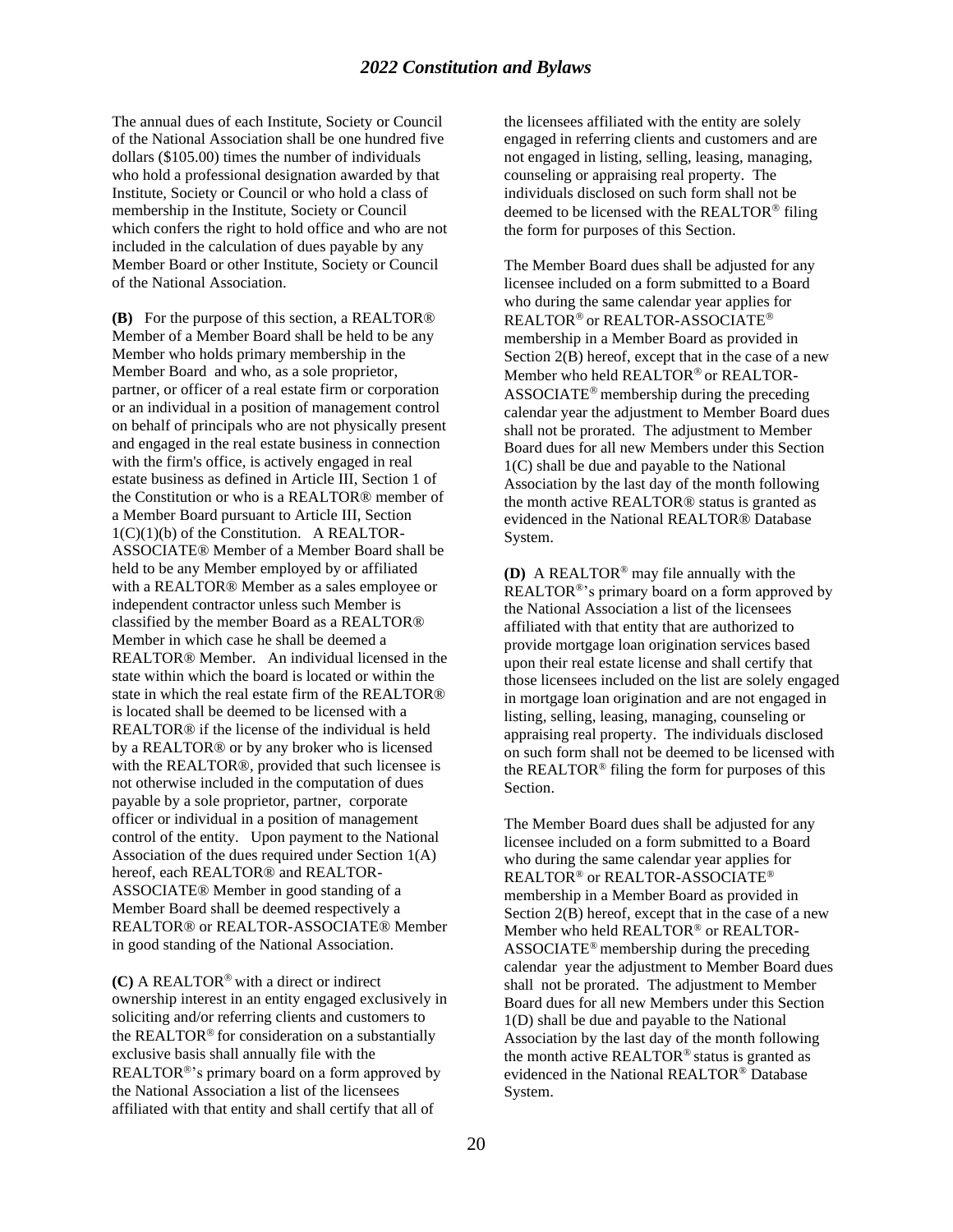The annual dues of each Institute, Society or Council of the National Association shall be one hundred five dollars ($105.00) times the number of individuals who hold a professional designation awarded by that Institute, Society or Council or who hold a class of membership in the Institute, Society or Council which confers the right to hold office and who are not included in the calculation of dues payable by any Member Board or other Institute, Society or Council of the National Association.

**(B)** For the purpose of this section, a REALTOR® Member of a Member Board shall be held to be any Member who holds primary membership in the Member Board and who, as a sole proprietor, partner, or officer of a real estate firm or corporation or an individual in a position of management control on behalf of principals who are not physically present and engaged in the real estate business in connection with the firm's office, is actively engaged in real estate business as defined in Article III, Section 1 of the Constitution or who is a REALTOR® member of a Member Board pursuant to Article III, Section 1(C)(1)(b) of the Constitution. A REALTOR-ASSOCIATE® Member of a Member Board shall be held to be any Member employed by or affiliated with a REALTOR® Member as a sales employee or independent contractor unless such Member is classified by the member Board as a REALTOR® Member in which case he shall be deemed a REALTOR® Member. An individual licensed in the state within which the board is located or within the state in which the real estate firm of the REALTOR® is located shall be deemed to be licensed with a REALTOR® if the license of the individual is held by a REALTOR® or by any broker who is licensed with the REALTOR®, provided that such licensee is not otherwise included in the computation of dues payable by a sole proprietor, partner, corporate officer or individual in a position of management control of the entity. Upon payment to the National Association of the dues required under Section 1(A) hereof, each REALTOR® and REALTOR-ASSOCIATE® Member in good standing of a Member Board shall be deemed respectively a REALTOR® or REALTOR-ASSOCIATE® Member in good standing of the National Association.

**(C)** A REALTOR® with a direct or indirect ownership interest in an entity engaged exclusively in soliciting and/or referring clients and customers to the REALTOR® for consideration on a substantially exclusive basis shall annually file with the REALTOR®'s primary board on a form approved by the National Association a list of the licensees affiliated with that entity and shall certify that all of the licensees affiliated with the entity are solely engaged in referring clients and customers and are not engaged in listing, selling, leasing, managing, counseling or appraising real property. The individuals disclosed on such form shall not be deemed to be licensed with the REALTOR® filing the form for purposes of this Section.

The Member Board dues shall be adjusted for any licensee included on a form submitted to a Board who during the same calendar year applies for REALTOR® or REALTOR-ASSOCIATE® membership in a Member Board as provided in Section 2(B) hereof, except that in the case of a new Member who held REALTOR® or REALTOR-ASSOCIATE® membership during the preceding calendar year the adjustment to Member Board dues shall not be prorated. The adjustment to Member Board dues for all new Members under this Section 1(C) shall be due and payable to the National Association by the last day of the month following the month active REALTOR® status is granted as evidenced in the National REALTOR® Database System.

**(D)** A REALTOR® may file annually with the REALTOR®'s primary board on a form approved by the National Association a list of the licensees affiliated with that entity that are authorized to provide mortgage loan origination services based upon their real estate license and shall certify that those licensees included on the list are solely engaged in mortgage loan origination and are not engaged in listing, selling, leasing, managing, counseling or appraising real property. The individuals disclosed on such form shall not be deemed to be licensed with the REALTOR® filing the form for purposes of this Section.

The Member Board dues shall be adjusted for any licensee included on a form submitted to a Board who during the same calendar year applies for REALTOR® or REALTOR-ASSOCIATE® membership in a Member Board as provided in Section 2(B) hereof, except that in the case of a new Member who held REALTOR® or REALTOR-ASSOCIATE® membership during the preceding calendar year the adjustment to Member Board dues shall not be prorated. The adjustment to Member Board dues for all new Members under this Section 1(D) shall be due and payable to the National Association by the last day of the month following the month active REALTOR® status is granted as evidenced in the National REALTOR® Database System.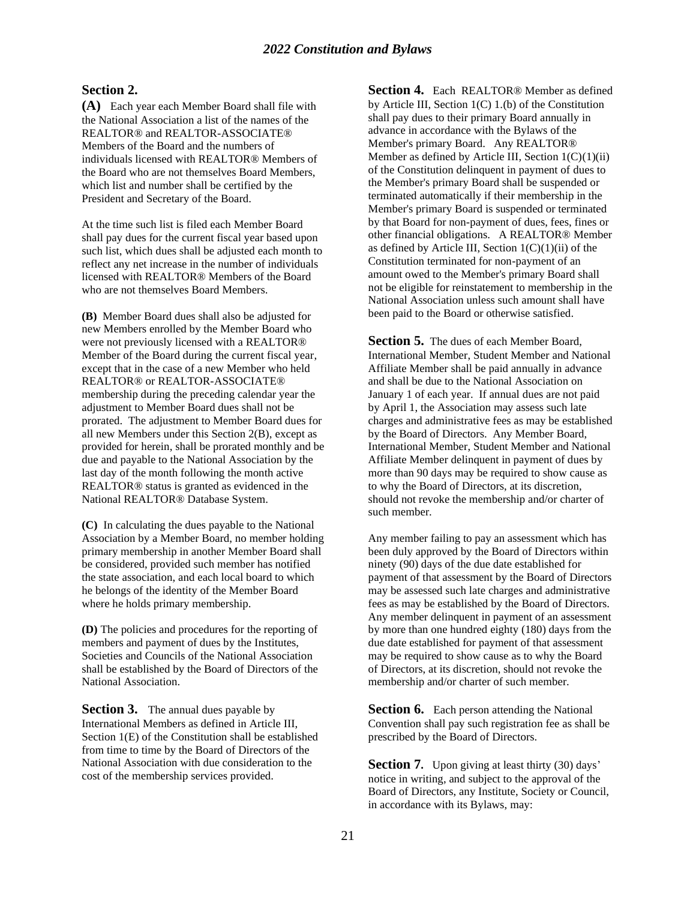## Section 2.

**(A)** Each year each Member Board shall file with the National Association a list of the names of the REALTOR® and REALTOR-ASSOCIATE® Members of the Board and the numbers of individuals licensed with REALTOR® Members of the Board who are not themselves Board Members, which list and number shall be certified by the President and Secretary of the Board.

At the time such list is filed each Member Board shall pay dues for the current fiscal year based upon such list, which dues shall be adjusted each month to reflect any net increase in the number of individuals licensed with REALTOR® Members of the Board who are not themselves Board Members.

**(B)** Member Board dues shall also be adjusted for new Members enrolled by the Member Board who were not previously licensed with a REALTOR® Member of the Board during the current fiscal year, except that in the case of a new Member who held REALTOR® or REALTOR-ASSOCIATE® membership during the preceding calendar year the adjustment to Member Board dues shall not be prorated. The adjustment to Member Board dues for all new Members under this Section 2(B), except as provided for herein, shall be prorated monthly and be due and payable to the National Association by the last day of the month following the month active REALTOR® status is granted as evidenced in the National REALTOR® Database System.

**(C)** In calculating the dues payable to the National Association by a Member Board, no member holding primary membership in another Member Board shall be considered, provided such member has notified the state association, and each local board to which he belongs of the identity of the Member Board where he holds primary membership.

**(D)** The policies and procedures for the reporting of members and payment of dues by the Institutes, Societies and Councils of the National Association shall be established by the Board of Directors of the National Association.

**Section 3.** The annual dues payable by International Members as defined in Article III, Section 1(E) of the Constitution shall be established from time to time by the Board of Directors of the National Association with due consideration to the cost of the membership services provided.

**Section 4.** Each REALTOR® Member as defined by Article III, Section 1(C) 1.(b) of the Constitution shall pay dues to their primary Board annually in advance in accordance with the Bylaws of the Member's primary Board. Any REALTOR® Member as defined by Article III, Section 1(C)(1)(ii) of the Constitution delinquent in payment of dues to the Member's primary Board shall be suspended or terminated automatically if their membership in the Member's primary Board is suspended or terminated by that Board for non-payment of dues, fees, fines or other financial obligations. A REALTOR® Member as defined by Article III, Section 1(C)(1)(ii) of the Constitution terminated for non-payment of an amount owed to the Member's primary Board shall not be eligible for reinstatement to membership in the National Association unless such amount shall have been paid to the Board or otherwise satisfied.

**Section 5.** The dues of each Member Board, International Member, Student Member and National Affiliate Member shall be paid annually in advance and shall be due to the National Association on January 1 of each year. If annual dues are not paid by April 1, the Association may assess such late charges and administrative fees as may be established by the Board of Directors. Any Member Board, International Member, Student Member and National Affiliate Member delinquent in payment of dues by more than 90 days may be required to show cause as to why the Board of Directors, at its discretion, should not revoke the membership and/or charter of such member.

Any member failing to pay an assessment which has been duly approved by the Board of Directors within ninety (90) days of the due date established for payment of that assessment by the Board of Directors may be assessed such late charges and administrative fees as may be established by the Board of Directors. Any member delinquent in payment of an assessment by more than one hundred eighty (180) days from the due date established for payment of that assessment may be required to show cause as to why the Board of Directors, at its discretion, should not revoke the membership and/or charter of such member.

**Section 6.** Each person attending the National Convention shall pay such registration fee as shall be prescribed by the Board of Directors.

**Section 7.** Upon giving at least thirty (30) days' notice in writing, and subject to the approval of the Board of Directors, any Institute, Society or Council, in accordance with its Bylaws, may: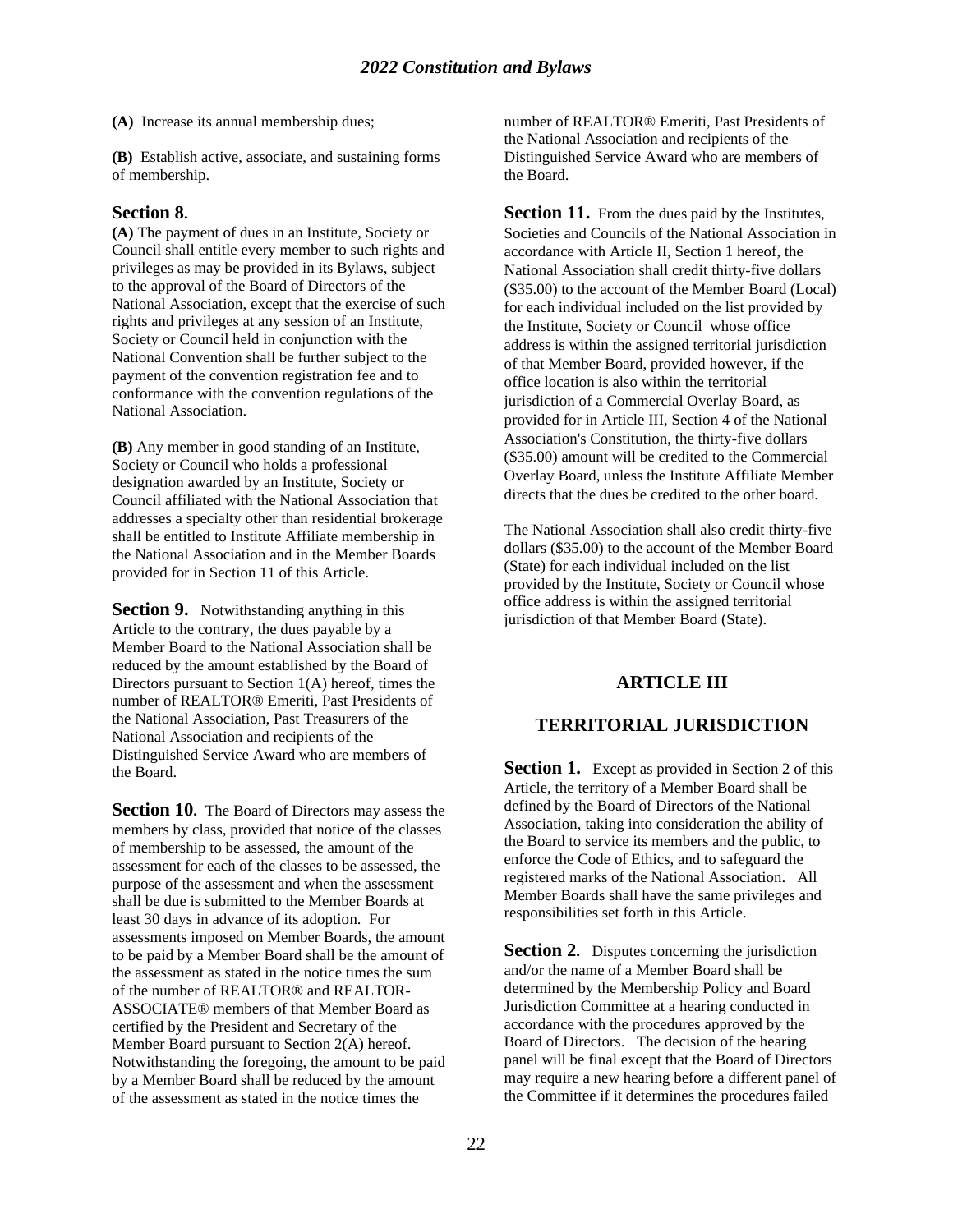**(A)** Increase its annual membership dues;

**(B)** Establish active, associate, and sustaining forms of membership.

### Section 8.

**(A)** The payment of dues in an Institute, Society or Council shall entitle every member to such rights and privileges as may be provided in its Bylaws, subject to the approval of the Board of Directors of the National Association, except that the exercise of such rights and privileges at any session of an Institute, Society or Council held in conjunction with the National Convention shall be further subject to the payment of the convention registration fee and to conformance with the convention regulations of the National Association.

**(B)** Any member in good standing of an Institute, Society or Council who holds a professional designation awarded by an Institute, Society or Council affiliated with the National Association that addresses a specialty other than residential brokerage shall be entitled to Institute Affiliate membership in the National Association and in the Member Boards provided for in Section 11 of this Article.

**Section 9.** Notwithstanding anything in this Article to the contrary, the dues payable by a Member Board to the National Association shall be reduced by the amount established by the Board of Directors pursuant to Section 1(A) hereof, times the number of REALTOR® Emeriti, Past Presidents of the National Association, Past Treasurers of the National Association and recipients of the Distinguished Service Award who are members of the Board.

**Section 10.** The Board of Directors may assess the members by class, provided that notice of the classes of membership to be assessed, the amount of the assessment for each of the classes to be assessed, the purpose of the assessment and when the assessment shall be due is submitted to the Member Boards at least 30 days in advance of its adoption. For assessments imposed on Member Boards, the amount to be paid by a Member Board shall be the amount of the assessment as stated in the notice times the sum of the number of REALTOR® and REALTOR-ASSOCIATE® members of that Member Board as certified by the President and Secretary of the Member Board pursuant to Section 2(A) hereof. Notwithstanding the foregoing, the amount to be paid by a Member Board shall be reduced by the amount of the assessment as stated in the notice times the number of REALTOR® Emeriti, Past Presidents of the National Association and recipients of the Distinguished Service Award who are members of the Board.

**Section 11.** From the dues paid by the Institutes, Societies and Councils of the National Association in accordance with Article II, Section 1 hereof, the National Association shall credit thirty-five dollars ($35.00) to the account of the Member Board (Local) for each individual included on the list provided by the Institute, Society or Council whose office address is within the assigned territorial jurisdiction of that Member Board, provided however, if the office location is also within the territorial jurisdiction of a Commercial Overlay Board, as provided for in Article III, Section 4 of the National Association's Constitution, the thirty-five dollars ($35.00) amount will be credited to the Commercial Overlay Board, unless the Institute Affiliate Member directs that the dues be credited to the other board.

The National Association shall also credit thirty-five dollars ($35.00) to the account of the Member Board (State) for each individual included on the list provided by the Institute, Society or Council whose office address is within the assigned territorial jurisdiction of that Member Board (State).

## ARTICLE III

## TERRITORIAL JURISDICTION

**Section 1.** Except as provided in Section 2 of this Article, the territory of a Member Board shall be defined by the Board of Directors of the National Association, taking into consideration the ability of the Board to service its members and the public, to enforce the Code of Ethics, and to safeguard the registered marks of the National Association. All Member Boards shall have the same privileges and responsibilities set forth in this Article.

**Section 2.** Disputes concerning the jurisdiction and/or the name of a Member Board shall be determined by the Membership Policy and Board Jurisdiction Committee at a hearing conducted in accordance with the procedures approved by the Board of Directors. The decision of the hearing panel will be final except that the Board of Directors may require a new hearing before a different panel of the Committee if it determines the procedures failed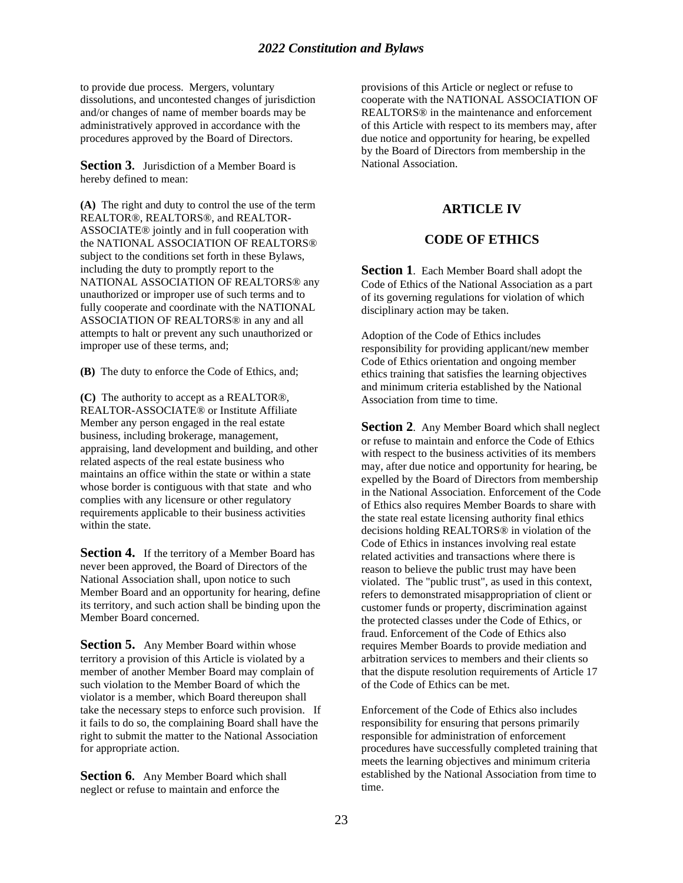to provide due process. Mergers, voluntary dissolutions, and uncontested changes of jurisdiction and/or changes of name of member boards may be administratively approved in accordance with the procedures approved by the Board of Directors.

**Section 3.** Jurisdiction of a Member Board is hereby defined to mean:

**(A)** The right and duty to control the use of the term REALTOR®, REALTORS®, and REALTOR-ASSOCIATE® jointly and in full cooperation with the NATIONAL ASSOCIATION OF REALTORS® subject to the conditions set forth in these Bylaws, including the duty to promptly report to the NATIONAL ASSOCIATION OF REALTORS® any unauthorized or improper use of such terms and to fully cooperate and coordinate with the NATIONAL ASSOCIATION OF REALTORS® in any and all attempts to halt or prevent any such unauthorized or improper use of these terms, and;

**(B)** The duty to enforce the Code of Ethics, and;

**(C)** The authority to accept as a REALTOR®, REALTOR-ASSOCIATE® or Institute Affiliate Member any person engaged in the real estate business, including brokerage, management, appraising, land development and building, and other related aspects of the real estate business who maintains an office within the state or within a state whose border is contiguous with that state and who complies with any licensure or other regulatory requirements applicable to their business activities within the state.

**Section 4.** If the territory of a Member Board has never been approved, the Board of Directors of the National Association shall, upon notice to such Member Board and an opportunity for hearing, define its territory, and such action shall be binding upon the Member Board concerned.

**Section 5.** Any Member Board within whose territory a provision of this Article is violated by a member of another Member Board may complain of such violation to the Member Board of which the violator is a member, which Board thereupon shall take the necessary steps to enforce such provision. If it fails to do so, the complaining Board shall have the right to submit the matter to the National Association for appropriate action.

**Section 6.** Any Member Board which shall neglect or refuse to maintain and enforce the provisions of this Article or neglect or refuse to cooperate with the NATIONAL ASSOCIATION OF REALTORS® in the maintenance and enforcement of this Article with respect to its members may, after due notice and opportunity for hearing, be expelled by the Board of Directors from membership in the National Association.

## ARTICLE IV

## CODE OF ETHICS

**Section 1**. Each Member Board shall adopt the Code of Ethics of the National Association as a part of its governing regulations for violation of which disciplinary action may be taken.

Adoption of the Code of Ethics includes responsibility for providing applicant/new member Code of Ethics orientation and ongoing member ethics training that satisfies the learning objectives and minimum criteria established by the National Association from time to time.

**Section 2**. Any Member Board which shall neglect or refuse to maintain and enforce the Code of Ethics with respect to the business activities of its members may, after due notice and opportunity for hearing, be expelled by the Board of Directors from membership in the National Association. Enforcement of the Code of Ethics also requires Member Boards to share with the state real estate licensing authority final ethics decisions holding REALTORS® in violation of the Code of Ethics in instances involving real estate related activities and transactions where there is reason to believe the public trust may have been violated. The "public trust", as used in this context, refers to demonstrated misappropriation of client or customer funds or property, discrimination against the protected classes under the Code of Ethics, or fraud. Enforcement of the Code of Ethics also requires Member Boards to provide mediation and arbitration services to members and their clients so that the dispute resolution requirements of Article 17 of the Code of Ethics can be met.

Enforcement of the Code of Ethics also includes responsibility for ensuring that persons primarily responsible for administration of enforcement procedures have successfully completed training that meets the learning objectives and minimum criteria established by the National Association from time to time.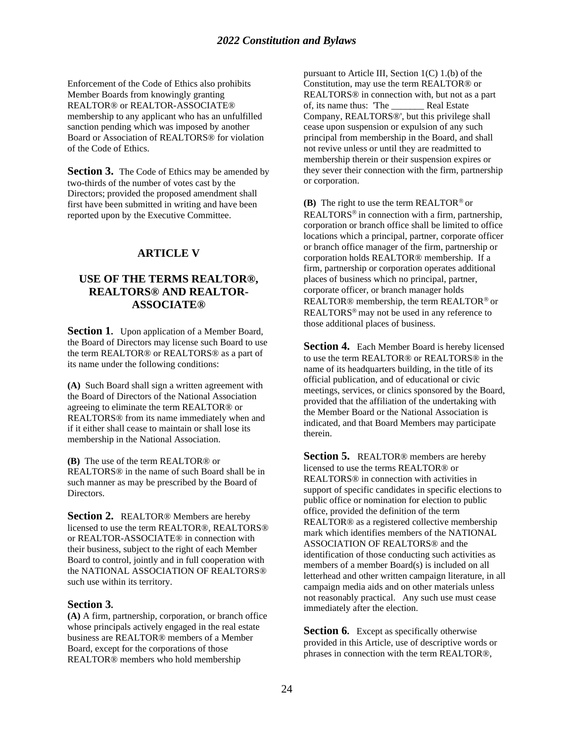Enforcement of the Code of Ethics also prohibits Member Boards from knowingly granting REALTOR® or REALTOR-ASSOCIATE® membership to any applicant who has an unfulfilled sanction pending which was imposed by another Board or Association of REALTORS® for violation of the Code of Ethics.

**Section 3.** The Code of Ethics may be amended by two-thirds of the number of votes cast by the Directors; provided the proposed amendment shall first have been submitted in writing and have been reported upon by the Executive Committee.

## ARTICLE V

## USE OF THE TERMS REALTOR®, REALTORS® AND REALTOR-ASSOCIATE®

**Section 1.** Upon application of a Member Board, the Board of Directors may license such Board to use the term REALTOR® or REALTORS® as a part of its name under the following conditions:

**(A)** Such Board shall sign a written agreement with the Board of Directors of the National Association agreeing to eliminate the term REALTOR® or REALTORS® from its name immediately when and if it either shall cease to maintain or shall lose its membership in the National Association.

**(B)** The use of the term REALTOR® or REALTORS® in the name of such Board shall be in such manner as may be prescribed by the Board of Directors.

**Section 2.** REALTOR® Members are hereby licensed to use the term REALTOR®, REALTORS® or REALTOR-ASSOCIATE® in connection with their business, subject to the right of each Member Board to control, jointly and in full cooperation with the NATIONAL ASSOCIATION OF REALTORS® such use within its territory.

**Section 3.**

**(A)** A firm, partnership, corporation, or branch office whose principals actively engaged in the real estate business are REALTOR® members of a Member Board, except for the corporations of those REALTOR® members who hold membership pursuant to Article III, Section 1(C) 1.(b) of the Constitution, may use the term REALTOR® or REALTORS® in connection with, but not as a part of, its name thus: 'The _______ Real Estate Company, REALTORS®', but this privilege shall cease upon suspension or expulsion of any such principal from membership in the Board, and shall not revive unless or until they are readmitted to membership therein or their suspension expires or they sever their connection with the firm, partnership or corporation.

**(B)** The right to use the term REALTOR® or REALTORS® in connection with a firm, partnership, corporation or branch office shall be limited to office locations which a principal, partner, corporate officer or branch office manager of the firm, partnership or corporation holds REALTOR® membership. If a firm, partnership or corporation operates additional places of business which no principal, partner, corporate officer, or branch manager holds REALTOR® membership, the term REALTOR® or REALTORS® may not be used in any reference to those additional places of business.

**Section 4.** Each Member Board is hereby licensed to use the term REALTOR® or REALTORS® in the name of its headquarters building, in the title of its official publication, and of educational or civic meetings, services, or clinics sponsored by the Board, provided that the affiliation of the undertaking with the Member Board or the National Association is indicated, and that Board Members may participate therein.

**Section 5.** REALTOR® members are hereby licensed to use the terms REALTOR® or REALTORS® in connection with activities in support of specific candidates in specific elections to public office or nomination for election to public office, provided the definition of the term REALTOR® as a registered collective membership mark which identifies members of the NATIONAL ASSOCIATION OF REALTORS® and the identification of those conducting such activities as members of a member Board(s) is included on all letterhead and other written campaign literature, in all campaign media aids and on other materials unless not reasonably practical. Any such use must cease immediately after the election.

**Section 6.** Except as specifically otherwise provided in this Article, use of descriptive words or phrases in connection with the term REALTOR®,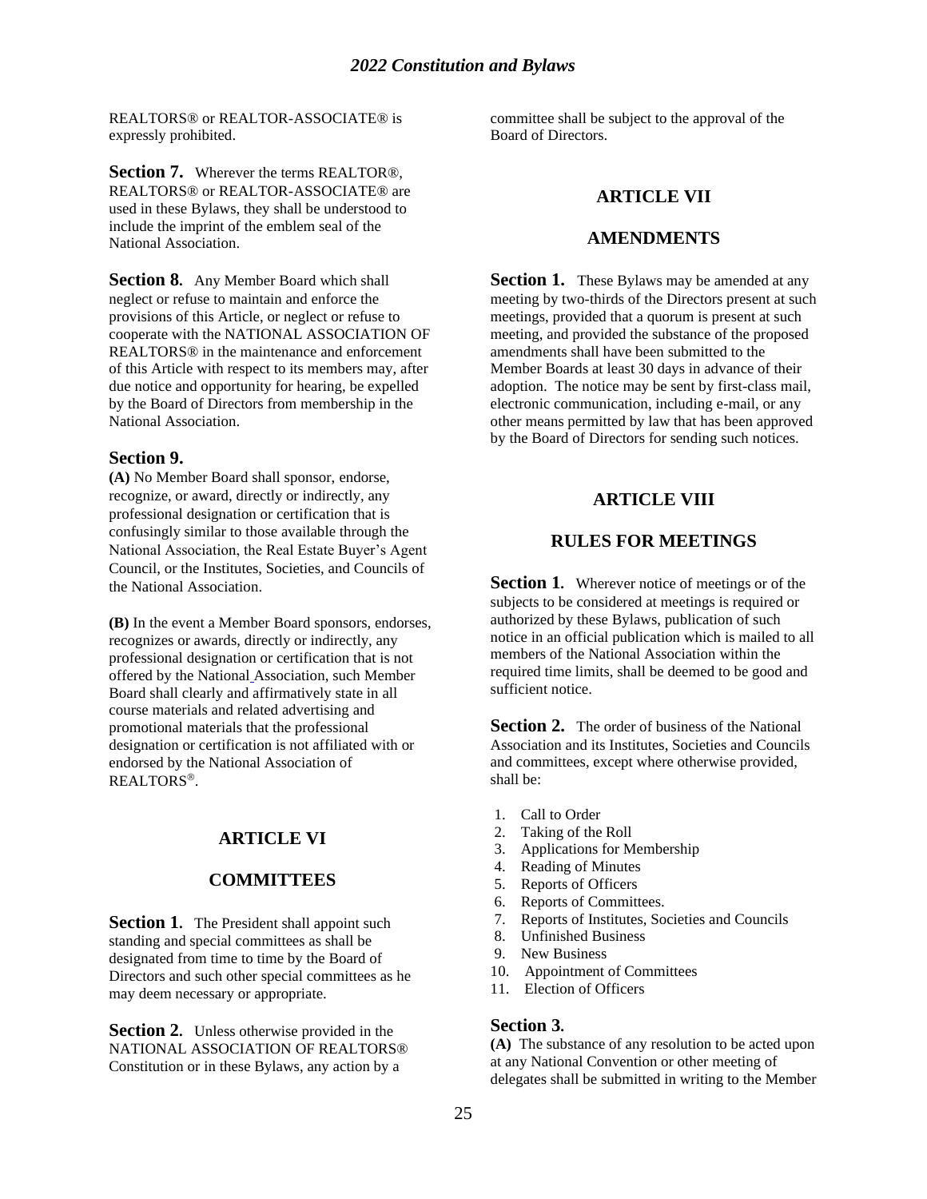REALTORS® or REALTOR-ASSOCIATE® is expressly prohibited.

**Section 7.** Wherever the terms REALTOR®, REALTORS® or REALTOR-ASSOCIATE® are used in these Bylaws, they shall be understood to include the imprint of the emblem seal of the National Association.

**Section 8.** Any Member Board which shall neglect or refuse to maintain and enforce the provisions of this Article, or neglect or refuse to cooperate with the NATIONAL ASSOCIATION OF REALTORS® in the maintenance and enforcement of this Article with respect to its members may, after due notice and opportunity for hearing, be expelled by the Board of Directors from membership in the National Association.

**Section 9.**

**(A)** No Member Board shall sponsor, endorse, recognize, or award, directly or indirectly, any professional designation or certification that is confusingly similar to those available through the National Association, the Real Estate Buyer's Agent Council, or the Institutes, Societies, and Councils of the National Association.

**(B)** In the event a Member Board sponsors, endorses, recognizes or awards, directly or indirectly, any professional designation or certification that is not offered by the National Association, such Member Board shall clearly and affirmatively state in all course materials and related advertising and promotional materials that the professional designation or certification is not affiliated with or endorsed by the National Association of REALTORS®.

## ARTICLE VI

## COMMITTEES

**Section 1.** The President shall appoint such standing and special committees as shall be designated from time to time by the Board of Directors and such other special committees as he may deem necessary or appropriate.

**Section 2.** Unless otherwise provided in the NATIONAL ASSOCIATION OF REALTORS® Constitution or in these Bylaws, any action by a committee shall be subject to the approval of the Board of Directors.

## ARTICLE VII

## AMENDMENTS

**Section 1.** These Bylaws may be amended at any meeting by two-thirds of the Directors present at such meetings, provided that a quorum is present at such meeting, and provided the substance of the proposed amendments shall have been submitted to the Member Boards at least 30 days in advance of their adoption. The notice may be sent by first-class mail, electronic communication, including e-mail, or any other means permitted by law that has been approved by the Board of Directors for sending such notices.

## ARTICLE VIII

## RULES FOR MEETINGS

**Section 1.** Wherever notice of meetings or of the subjects to be considered at meetings is required or authorized by these Bylaws, publication of such notice in an official publication which is mailed to all members of the National Association within the required time limits, shall be deemed to be good and sufficient notice.

**Section 2.** The order of business of the National Association and its Institutes, Societies and Councils and committees, except where otherwise provided, shall be:

1. Call to Order
2. Taking of the Roll
3. Applications for Membership
4. Reading of Minutes
5. Reports of Officers
6. Reports of Committees.
7. Reports of Institutes, Societies and Councils
8. Unfinished Business
9. New Business
10. Appointment of Committees
11. Election of Officers

**Section 3.**

**(A)** The substance of any resolution to be acted upon at any National Convention or other meeting of delegates shall be submitted in writing to the Member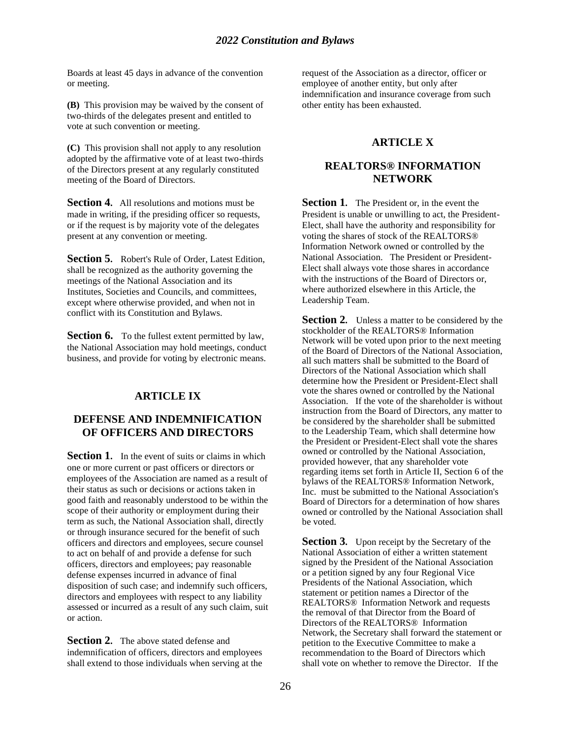Boards at least 45 days in advance of the convention or meeting.

**(B)** This provision may be waived by the consent of two-thirds of the delegates present and entitled to vote at such convention or meeting.

**(C)** This provision shall not apply to any resolution adopted by the affirmative vote of at least two-thirds of the Directors present at any regularly constituted meeting of the Board of Directors.

**Section 4.** All resolutions and motions must be made in writing, if the presiding officer so requests, or if the request is by majority vote of the delegates present at any convention or meeting.

**Section 5.** Robert's Rule of Order, Latest Edition, shall be recognized as the authority governing the meetings of the National Association and its Institutes, Societies and Councils, and committees, except where otherwise provided, and when not in conflict with its Constitution and Bylaws.

**Section 6.** To the fullest extent permitted by law, the National Association may hold meetings, conduct business, and provide for voting by electronic means.

## ARTICLE IX

## DEFENSE AND INDEMNIFICATION OF OFFICERS AND DIRECTORS

**Section 1.** In the event of suits or claims in which one or more current or past officers or directors or employees of the Association are named as a result of their status as such or decisions or actions taken in good faith and reasonably understood to be within the scope of their authority or employment during their term as such, the National Association shall, directly or through insurance secured for the benefit of such officers and directors and employees, secure counsel to act on behalf of and provide a defense for such officers, directors and employees; pay reasonable defense expenses incurred in advance of final disposition of such case; and indemnify such officers, directors and employees with respect to any liability assessed or incurred as a result of any such claim, suit or action.

**Section 2.** The above stated defense and indemnification of officers, directors and employees shall extend to those individuals when serving at the request of the Association as a director, officer or employee of another entity, but only after indemnification and insurance coverage from such other entity has been exhausted.

## ARTICLE X

## REALTORS® INFORMATION NETWORK

**Section 1.** The President or, in the event the President is unable or unwilling to act, the President-Elect, shall have the authority and responsibility for voting the shares of stock of the REALTORS® Information Network owned or controlled by the National Association. The President or President-Elect shall always vote those shares in accordance with the instructions of the Board of Directors or, where authorized elsewhere in this Article, the Leadership Team.

**Section 2.** Unless a matter to be considered by the stockholder of the REALTORS® Information Network will be voted upon prior to the next meeting of the Board of Directors of the National Association, all such matters shall be submitted to the Board of Directors of the National Association which shall determine how the President or President-Elect shall vote the shares owned or controlled by the National Association. If the vote of the shareholder is without instruction from the Board of Directors, any matter to be considered by the shareholder shall be submitted to the Leadership Team, which shall determine how the President or President-Elect shall vote the shares owned or controlled by the National Association, provided however, that any shareholder vote regarding items set forth in Article II, Section 6 of the bylaws of the REALTORS® Information Network, Inc. must be submitted to the National Association's Board of Directors for a determination of how shares owned or controlled by the National Association shall be voted.

**Section 3.** Upon receipt by the Secretary of the National Association of either a written statement signed by the President of the National Association or a petition signed by any four Regional Vice Presidents of the National Association, which statement or petition names a Director of the REALTORS® Information Network and requests the removal of that Director from the Board of Directors of the REALTORS® Information Network, the Secretary shall forward the statement or petition to the Executive Committee to make a recommendation to the Board of Directors which shall vote on whether to remove the Director. If the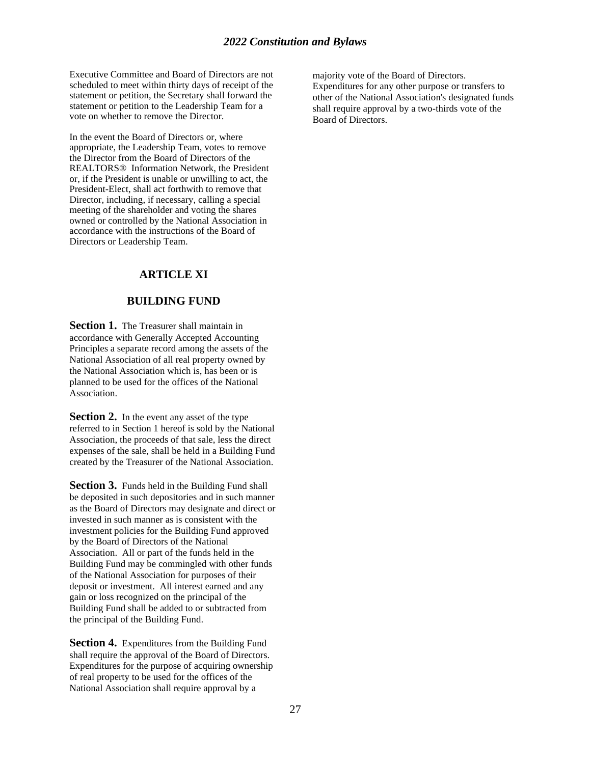Executive Committee and Board of Directors are not scheduled to meet within thirty days of receipt of the statement or petition, the Secretary shall forward the statement or petition to the Leadership Team for a vote on whether to remove the Director.

In the event the Board of Directors or, where appropriate, the Leadership Team, votes to remove the Director from the Board of Directors of the REALTORS® Information Network, the President or, if the President is unable or unwilling to act, the President-Elect, shall act forthwith to remove that Director, including, if necessary, calling a special meeting of the shareholder and voting the shares owned or controlled by the National Association in accordance with the instructions of the Board of Directors or Leadership Team.

## ARTICLE XI

## BUILDING FUND

**Section 1.** The Treasurer shall maintain in accordance with Generally Accepted Accounting Principles a separate record among the assets of the National Association of all real property owned by the National Association which is, has been or is planned to be used for the offices of the National Association.

**Section 2.** In the event any asset of the type referred to in Section 1 hereof is sold by the National Association, the proceeds of that sale, less the direct expenses of the sale, shall be held in a Building Fund created by the Treasurer of the National Association.

**Section 3.** Funds held in the Building Fund shall be deposited in such depositories and in such manner as the Board of Directors may designate and direct or invested in such manner as is consistent with the investment policies for the Building Fund approved by the Board of Directors of the National Association. All or part of the funds held in the Building Fund may be commingled with other funds of the National Association for purposes of their deposit or investment. All interest earned and any gain or loss recognized on the principal of the Building Fund shall be added to or subtracted from the principal of the Building Fund.

**Section 4.** Expenditures from the Building Fund shall require the approval of the Board of Directors. Expenditures for the purpose of acquiring ownership of real property to be used for the offices of the National Association shall require approval by a majority vote of the Board of Directors. Expenditures for any other purpose or transfers to other of the National Association's designated funds shall require approval by a two-thirds vote of the Board of Directors.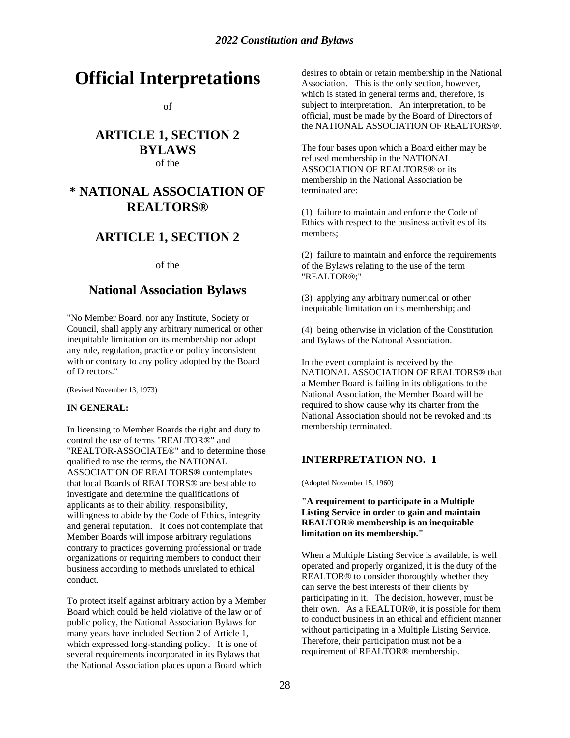# Official Interpretations

of

## ARTICLE 1, SECTION 2 BYLAWS

of the

## * NATIONAL ASSOCIATION OF REALTORS®

## ARTICLE 1, SECTION 2

of the

## National Association Bylaws

"No Member Board, nor any Institute, Society or Council, shall apply any arbitrary numerical or other inequitable limitation on its membership nor adopt any rule, regulation, practice or policy inconsistent with or contrary to any policy adopted by the Board of Directors."

(Revised November 13, 1973)

**IN GENERAL:**

In licensing to Member Boards the right and duty to control the use of terms "REALTOR®" and "REALTOR-ASSOCIATE®" and to determine those qualified to use the terms, the NATIONAL ASSOCIATION OF REALTORS® contemplates that local Boards of REALTORS® are best able to investigate and determine the qualifications of applicants as to their ability, responsibility, willingness to abide by the Code of Ethics, integrity and general reputation. It does not contemplate that Member Boards will impose arbitrary regulations contrary to practices governing professional or trade organizations or requiring members to conduct their business according to methods unrelated to ethical conduct.

To protect itself against arbitrary action by a Member Board which could be held violative of the law or of public policy, the National Association Bylaws for many years have included Section 2 of Article 1, which expressed long-standing policy. It is one of several requirements incorporated in its Bylaws that the National Association places upon a Board which desires to obtain or retain membership in the National Association. This is the only section, however, which is stated in general terms and, therefore, is subject to interpretation. An interpretation, to be official, must be made by the Board of Directors of the NATIONAL ASSOCIATION OF REALTORS®.

The four bases upon which a Board either may be refused membership in the NATIONAL ASSOCIATION OF REALTORS® or its membership in the National Association be terminated are:

(1) failure to maintain and enforce the Code of Ethics with respect to the business activities of its members;

(2) failure to maintain and enforce the requirements of the Bylaws relating to the use of the term "REALTOR®;"

(3) applying any arbitrary numerical or other inequitable limitation on its membership; and

(4) being otherwise in violation of the Constitution and Bylaws of the National Association.

In the event complaint is received by the NATIONAL ASSOCIATION OF REALTORS® that a Member Board is failing in its obligations to the National Association, the Member Board will be required to show cause why its charter from the National Association should not be revoked and its membership terminated.

## INTERPRETATION NO. 1

(Adopted November 15, 1960)

**"A requirement to participate in a Multiple Listing Service in order to gain and maintain REALTOR® membership is an inequitable limitation on its membership."**

When a Multiple Listing Service is available, is well operated and properly organized, it is the duty of the REALTOR® to consider thoroughly whether they can serve the best interests of their clients by participating in it. The decision, however, must be their own. As a REALTOR®, it is possible for them to conduct business in an ethical and efficient manner without participating in a Multiple Listing Service. Therefore, their participation must not be a requirement of REALTOR® membership.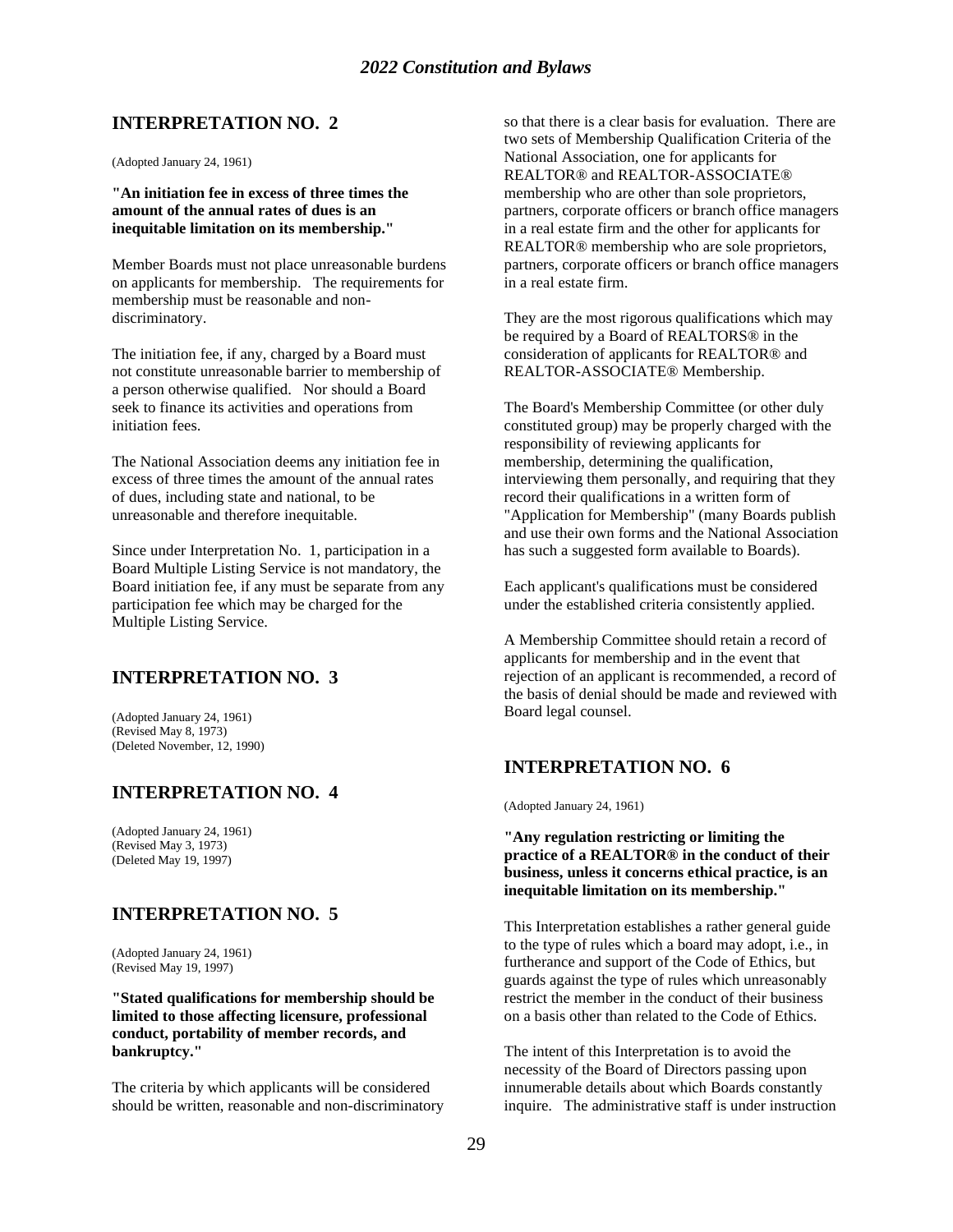## INTERPRETATION NO. 2

(Adopted January 24, 1961)

**"An initiation fee in excess of three times the amount of the annual rates of dues is an inequitable limitation on its membership."**

Member Boards must not place unreasonable burdens on applicants for membership. The requirements for membership must be reasonable and non-discriminatory.

The initiation fee, if any, charged by a Board must not constitute unreasonable barrier to membership of a person otherwise qualified. Nor should a Board seek to finance its activities and operations from initiation fees.

The National Association deems any initiation fee in excess of three times the amount of the annual rates of dues, including state and national, to be unreasonable and therefore inequitable.

Since under Interpretation No. 1, participation in a Board Multiple Listing Service is not mandatory, the Board initiation fee, if any must be separate from any participation fee which may be charged for the Multiple Listing Service.

## INTERPRETATION NO. 3

(Adopted January 24, 1961)
(Revised May 8, 1973)
(Deleted November, 12, 1990)

## INTERPRETATION NO. 4

(Adopted January 24, 1961)
(Revised May 3, 1973)
(Deleted May 19, 1997)

## INTERPRETATION NO. 5

(Adopted January 24, 1961)
(Revised May 19, 1997)

**"Stated qualifications for membership should be limited to those affecting licensure, professional conduct, portability of member records, and bankruptcy."**

The criteria by which applicants will be considered should be written, reasonable and non-discriminatory so that there is a clear basis for evaluation. There are two sets of Membership Qualification Criteria of the National Association, one for applicants for REALTOR® and REALTOR-ASSOCIATE® membership who are other than sole proprietors, partners, corporate officers or branch office managers in a real estate firm and the other for applicants for REALTOR® membership who are sole proprietors, partners, corporate officers or branch office managers in a real estate firm.

They are the most rigorous qualifications which may be required by a Board of REALTORS® in the consideration of applicants for REALTOR® and REALTOR-ASSOCIATE® Membership.

The Board's Membership Committee (or other duly constituted group) may be properly charged with the responsibility of reviewing applicants for membership, determining the qualification, interviewing them personally, and requiring that they record their qualifications in a written form of "Application for Membership" (many Boards publish and use their own forms and the National Association has such a suggested form available to Boards).

Each applicant's qualifications must be considered under the established criteria consistently applied.

A Membership Committee should retain a record of applicants for membership and in the event that rejection of an applicant is recommended, a record of the basis of denial should be made and reviewed with Board legal counsel.

## INTERPRETATION NO. 6

(Adopted January 24, 1961)

**"Any regulation restricting or limiting the practice of a REALTOR® in the conduct of their business, unless it concerns ethical practice, is an inequitable limitation on its membership."**

This Interpretation establishes a rather general guide to the type of rules which a board may adopt, i.e., in furtherance and support of the Code of Ethics, but guards against the type of rules which unreasonably restrict the member in the conduct of their business on a basis other than related to the Code of Ethics.

The intent of this Interpretation is to avoid the necessity of the Board of Directors passing upon innumerable details about which Boards constantly inquire. The administrative staff is under instruction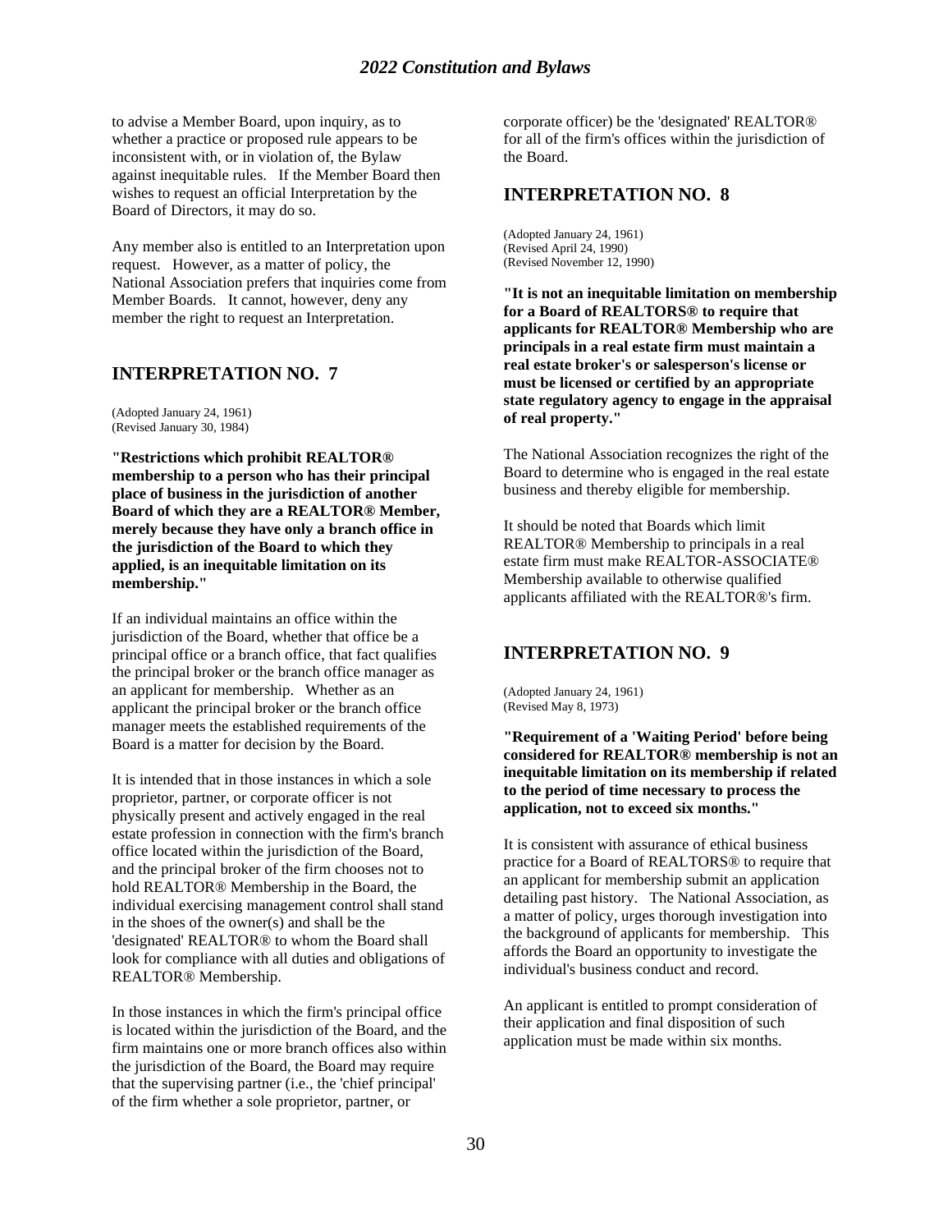to advise a Member Board, upon inquiry, as to whether a practice or proposed rule appears to be inconsistent with, or in violation of, the Bylaw against inequitable rules. If the Member Board then wishes to request an official Interpretation by the Board of Directors, it may do so.

Any member also is entitled to an Interpretation upon request. However, as a matter of policy, the National Association prefers that inquiries come from Member Boards. It cannot, however, deny any member the right to request an Interpretation.

## INTERPRETATION NO. 7

(Adopted January 24, 1961)
(Revised January 30, 1984)

**"Restrictions which prohibit REALTOR® membership to a person who has their principal place of business in the jurisdiction of another Board of which they are a REALTOR® Member, merely because they have only a branch office in the jurisdiction of the Board to which they applied, is an inequitable limitation on its membership."**

If an individual maintains an office within the jurisdiction of the Board, whether that office be a principal office or a branch office, that fact qualifies the principal broker or the branch office manager as an applicant for membership. Whether as an applicant the principal broker or the branch office manager meets the established requirements of the Board is a matter for decision by the Board.

It is intended that in those instances in which a sole proprietor, partner, or corporate officer is not physically present and actively engaged in the real estate profession in connection with the firm's branch office located within the jurisdiction of the Board, and the principal broker of the firm chooses not to hold REALTOR® Membership in the Board, the individual exercising management control shall stand in the shoes of the owner(s) and shall be the 'designated' REALTOR® to whom the Board shall look for compliance with all duties and obligations of REALTOR® Membership.

In those instances in which the firm's principal office is located within the jurisdiction of the Board, and the firm maintains one or more branch offices also within the jurisdiction of the Board, the Board may require that the supervising partner (i.e., the 'chief principal' of the firm whether a sole proprietor, partner, or corporate officer) be the 'designated' REALTOR® for all of the firm's offices within the jurisdiction of the Board.

## INTERPRETATION NO. 8

(Adopted January 24, 1961)
(Revised April 24, 1990)
(Revised November 12, 1990)

**"It is not an inequitable limitation on membership for a Board of REALTORS® to require that applicants for REALTOR® Membership who are principals in a real estate firm must maintain a real estate broker's or salesperson's license or must be licensed or certified by an appropriate state regulatory agency to engage in the appraisal of real property."**

The National Association recognizes the right of the Board to determine who is engaged in the real estate business and thereby eligible for membership.

It should be noted that Boards which limit REALTOR® Membership to principals in a real estate firm must make REALTOR-ASSOCIATE® Membership available to otherwise qualified applicants affiliated with the REALTOR®'s firm.

## INTERPRETATION NO. 9

(Adopted January 24, 1961)
(Revised May 8, 1973)

**"Requirement of a 'Waiting Period' before being considered for REALTOR® membership is not an inequitable limitation on its membership if related to the period of time necessary to process the application, not to exceed six months."**

It is consistent with assurance of ethical business practice for a Board of REALTORS® to require that an applicant for membership submit an application detailing past history. The National Association, as a matter of policy, urges thorough investigation into the background of applicants for membership. This affords the Board an opportunity to investigate the individual's business conduct and record.

An applicant is entitled to prompt consideration of their application and final disposition of such application must be made within six months.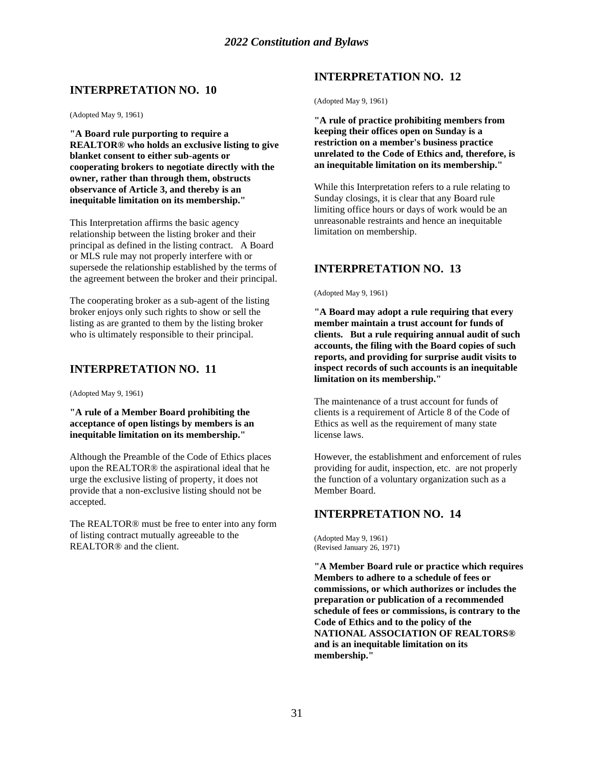## INTERPRETATION NO. 10

(Adopted May 9, 1961)

**"A Board rule purporting to require a REALTOR® who holds an exclusive listing to give blanket consent to either sub-agents or cooperating brokers to negotiate directly with the owner, rather than through them, obstructs observance of Article 3, and thereby is an inequitable limitation on its membership."**

This Interpretation affirms the basic agency relationship between the listing broker and their principal as defined in the listing contract. A Board or MLS rule may not properly interfere with or supersede the relationship established by the terms of the agreement between the broker and their principal.

The cooperating broker as a sub-agent of the listing broker enjoys only such rights to show or sell the listing as are granted to them by the listing broker who is ultimately responsible to their principal.

## INTERPRETATION NO. 11

(Adopted May 9, 1961)

**"A rule of a Member Board prohibiting the acceptance of open listings by members is an inequitable limitation on its membership."**

Although the Preamble of the Code of Ethics places upon the REALTOR® the aspirational ideal that he urge the exclusive listing of property, it does not provide that a non-exclusive listing should not be accepted.

The REALTOR® must be free to enter into any form of listing contract mutually agreeable to the REALTOR® and the client.

## INTERPRETATION NO. 12

(Adopted May 9, 1961)

**"A rule of practice prohibiting members from keeping their offices open on Sunday is a restriction on a member's business practice unrelated to the Code of Ethics and, therefore, is an inequitable limitation on its membership."**

While this Interpretation refers to a rule relating to Sunday closings, it is clear that any Board rule limiting office hours or days of work would be an unreasonable restraints and hence an inequitable limitation on membership.

## INTERPRETATION NO. 13

(Adopted May 9, 1961)

**"A Board may adopt a rule requiring that every member maintain a trust account for funds of clients. But a rule requiring annual audit of such accounts, the filing with the Board copies of such reports, and providing for surprise audit visits to inspect records of such accounts is an inequitable limitation on its membership."**

The maintenance of a trust account for funds of clients is a requirement of Article 8 of the Code of Ethics as well as the requirement of many state license laws.

However, the establishment and enforcement of rules providing for audit, inspection, etc. are not properly the function of a voluntary organization such as a Member Board.

## INTERPRETATION NO. 14

(Adopted May 9, 1961)
(Revised January 26, 1971)

**"A Member Board rule or practice which requires Members to adhere to a schedule of fees or commissions, or which authorizes or includes the preparation or publication of a recommended schedule of fees or commissions, is contrary to the Code of Ethics and to the policy of the NATIONAL ASSOCIATION OF REALTORS® and is an inequitable limitation on its membership."**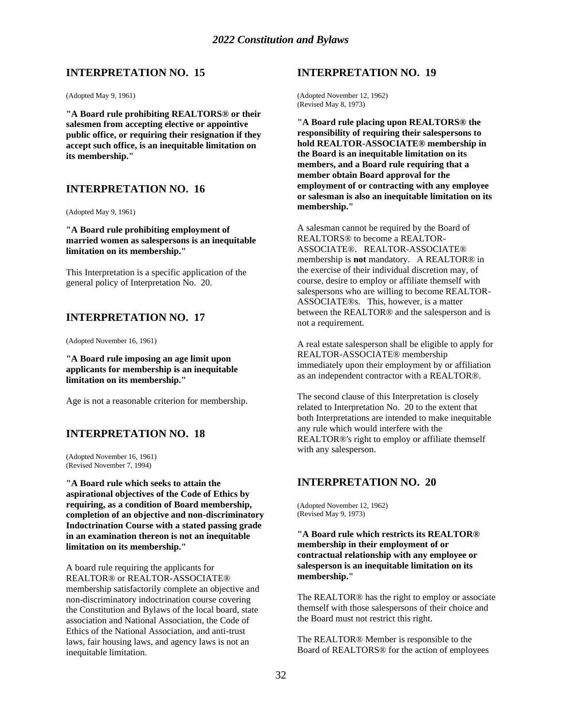## INTERPRETATION NO. 15

(Adopted May 9, 1961)

**"A Board rule prohibiting REALTORS® or their salesmen from accepting elective or appointive public office, or requiring their resignation if they accept such office, is an inequitable limitation on its membership."**

## INTERPRETATION NO. 16

(Adopted May 9, 1961)

**"A Board rule prohibiting employment of married women as salespersons is an inequitable limitation on its membership."**

This Interpretation is a specific application of the general policy of Interpretation No. 20.

## INTERPRETATION NO. 17

(Adopted November 16, 1961)

**"A Board rule imposing an age limit upon applicants for membership is an inequitable limitation on its membership."**

Age is not a reasonable criterion for membership.

## INTERPRETATION NO. 18

(Adopted November 16, 1961)
(Revised November 7, 1994)

**"A Board rule which seeks to attain the aspirational objectives of the Code of Ethics by requiring, as a condition of Board membership, completion of an objective and non-discriminatory Indoctrination Course with a stated passing grade in an examination thereon is not an inequitable limitation on its membership."**

A board rule requiring the applicants for REALTOR® or REALTOR-ASSOCIATE® membership satisfactorily complete an objective and non-discriminatory indoctrination course covering the Constitution and Bylaws of the local board, state association and National Association, the Code of Ethics of the National Association, and anti-trust laws, fair housing laws, and agency laws is not an inequitable limitation.

## INTERPRETATION NO. 19

(Adopted November 12, 1962)
(Revised May 8, 1973)

**"A Board rule placing upon REALTORS® the responsibility of requiring their salespersons to hold REALTOR-ASSOCIATE® membership in the Board is an inequitable limitation on its members, and a Board rule requiring that a member obtain Board approval for the employment of or contracting with any employee or salesman is also an inequitable limitation on its membership."**

A salesman cannot be required by the Board of REALTORS® to become a REALTOR-ASSOCIATE®. REALTOR-ASSOCIATE® membership is **not** mandatory. A REALTOR® in the exercise of their individual discretion may, of course, desire to employ or affiliate themself with salespersons who are willing to become REALTOR-ASSOCIATE®s. This, however, is a matter between the REALTOR® and the salesperson and is not a requirement.

A real estate salesperson shall be eligible to apply for REALTOR-ASSOCIATE® membership immediately upon their employment by or affiliation as an independent contractor with a REALTOR®.

The second clause of this Interpretation is closely related to Interpretation No. 20 to the extent that both Interpretations are intended to make inequitable any rule which would interfere with the REALTOR®'s right to employ or affiliate themself with any salesperson.

## INTERPRETATION NO. 20

(Adopted November 12, 1962)
(Revised May 9, 1973)

**"A Board rule which restricts its REALTOR® membership in their employment of or contractual relationship with any employee or salesperson is an inequitable limitation on its membership."**

The REALTOR® has the right to employ or associate themself with those salespersons of their choice and the Board must not restrict this right.

The REALTOR® Member is responsible to the Board of REALTORS® for the action of employees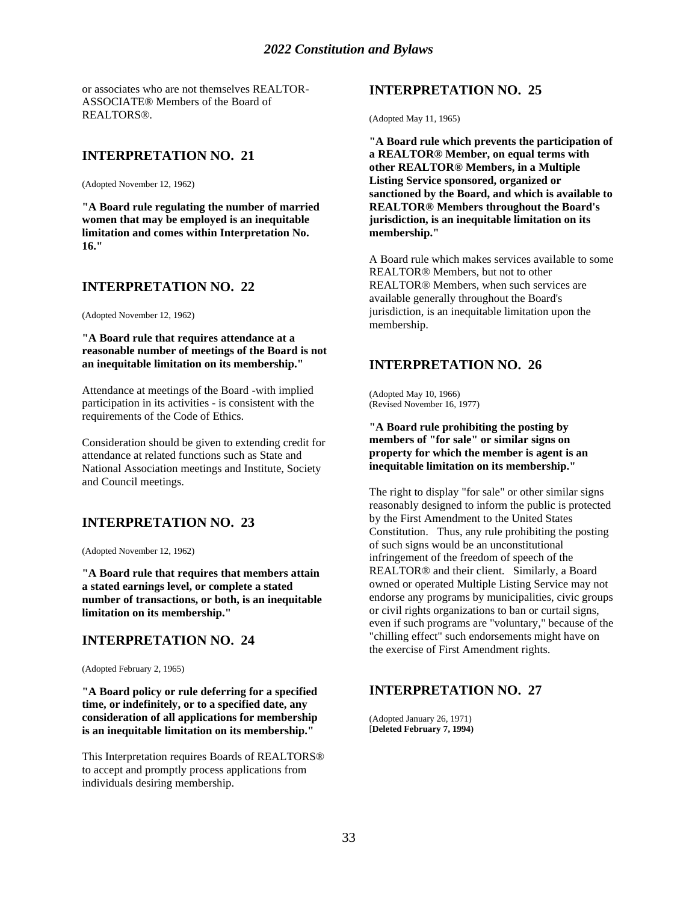or associates who are not themselves REALTOR-ASSOCIATE® Members of the Board of REALTORS®.

## INTERPRETATION NO. 21

(Adopted November 12, 1962)

**"A Board rule regulating the number of married women that may be employed is an inequitable limitation and comes within Interpretation No. 16."**

## INTERPRETATION NO. 22

(Adopted November 12, 1962)

**"A Board rule that requires attendance at a reasonable number of meetings of the Board is not an inequitable limitation on its membership."**

Attendance at meetings of the Board -with implied participation in its activities - is consistent with the requirements of the Code of Ethics.

Consideration should be given to extending credit for attendance at related functions such as State and National Association meetings and Institute, Society and Council meetings.

## INTERPRETATION NO. 23

(Adopted November 12, 1962)

**"A Board rule that requires that members attain a stated earnings level, or complete a stated number of transactions, or both, is an inequitable limitation on its membership."**

## INTERPRETATION NO. 24

(Adopted February 2, 1965)

**"A Board policy or rule deferring for a specified time, or indefinitely, or to a specified date, any consideration of all applications for membership is an inequitable limitation on its membership."**

This Interpretation requires Boards of REALTORS® to accept and promptly process applications from individuals desiring membership.

## INTERPRETATION NO. 25

(Adopted May 11, 1965)

**"A Board rule which prevents the participation of a REALTOR® Member, on equal terms with other REALTOR® Members, in a Multiple Listing Service sponsored, organized or sanctioned by the Board, and which is available to REALTOR® Members throughout the Board's jurisdiction, is an inequitable limitation on its membership."**

A Board rule which makes services available to some REALTOR® Members, but not to other REALTOR® Members, when such services are available generally throughout the Board's jurisdiction, is an inequitable limitation upon the membership.

## INTERPRETATION NO. 26

(Adopted May 10, 1966)
(Revised November 16, 1977)

**"A Board rule prohibiting the posting by members of "for sale" or similar signs on property for which the member is agent is an inequitable limitation on its membership."**

The right to display "for sale" or other similar signs reasonably designed to inform the public is protected by the First Amendment to the United States Constitution. Thus, any rule prohibiting the posting of such signs would be an unconstitutional infringement of the freedom of speech of the REALTOR® and their client. Similarly, a Board owned or operated Multiple Listing Service may not endorse any programs by municipalities, civic groups or civil rights organizations to ban or curtail signs, even if such programs are "voluntary," because of the "chilling effect" such endorsements might have on the exercise of First Amendment rights.

## INTERPRETATION NO. 27

(Adopted January 26, 1971)
[**Deleted February 7, 1994)**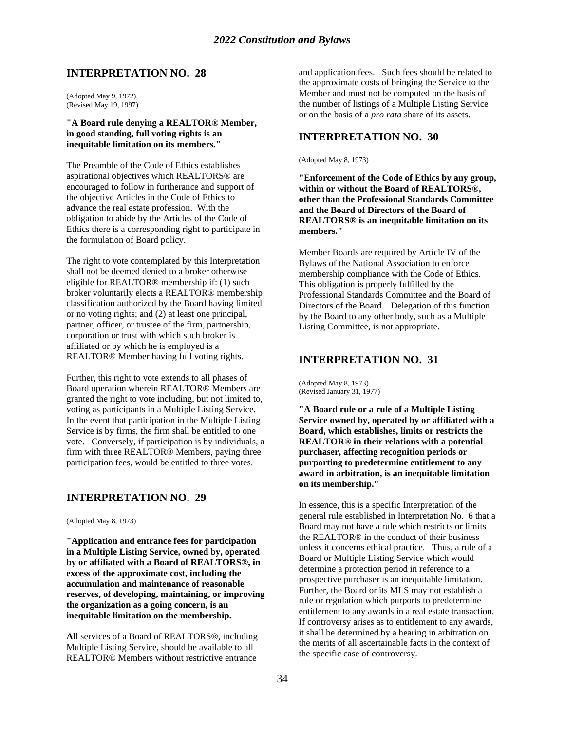## INTERPRETATION NO. 28

(Adopted May 9, 1972)
(Revised May 19, 1997)

**"A Board rule denying a REALTOR® Member, in good standing, full voting rights is an inequitable limitation on its members."**

The Preamble of the Code of Ethics establishes aspirational objectives which REALTORS® are encouraged to follow in furtherance and support of the objective Articles in the Code of Ethics to advance the real estate profession. With the obligation to abide by the Articles of the Code of Ethics there is a corresponding right to participate in the formulation of Board policy.

The right to vote contemplated by this Interpretation shall not be deemed denied to a broker otherwise eligible for REALTOR® membership if: (1) such broker voluntarily elects a REALTOR® membership classification authorized by the Board having limited or no voting rights; and (2) at least one principal, partner, officer, or trustee of the firm, partnership, corporation or trust with which such broker is affiliated or by which he is employed is a REALTOR® Member having full voting rights.

Further, this right to vote extends to all phases of Board operation wherein REALTOR® Members are granted the right to vote including, but not limited to, voting as participants in a Multiple Listing Service. In the event that participation in the Multiple Listing Service is by firms, the firm shall be entitled to one vote. Conversely, if participation is by individuals, a firm with three REALTOR® Members, paying three participation fees, would be entitled to three votes.

## INTERPRETATION NO. 29

(Adopted May 8, 1973)

**"Application and entrance fees for participation in a Multiple Listing Service, owned by, operated by or affiliated with a Board of REALTORS®, in excess of the approximate cost, including the accumulation and maintenance of reasonable reserves, of developing, maintaining, or improving the organization as a going concern, is an inequitable limitation on the membership.**

All services of a Board of REALTORS®, including Multiple Listing Service, should be available to all REALTOR® Members without restrictive entrance and application fees. Such fees should be related to the approximate costs of bringing the Service to the Member and must not be computed on the basis of the number of listings of a Multiple Listing Service or on the basis of a *pro rata* share of its assets.

## INTERPRETATION NO. 30

(Adopted May 8, 1973)

**"Enforcement of the Code of Ethics by any group, within or without the Board of REALTORS®, other than the Professional Standards Committee and the Board of Directors of the Board of REALTORS® is an inequitable limitation on its members."**

Member Boards are required by Article IV of the Bylaws of the National Association to enforce membership compliance with the Code of Ethics. This obligation is properly fulfilled by the Professional Standards Committee and the Board of Directors of the Board. Delegation of this function by the Board to any other body, such as a Multiple Listing Committee, is not appropriate.

## INTERPRETATION NO. 31

(Adopted May 8, 1973)
(Revised January 31, 1977)

**"A Board rule or a rule of a Multiple Listing Service owned by, operated by or affiliated with a Board, which establishes, limits or restricts the REALTOR® in their relations with a potential purchaser, affecting recognition periods or purporting to predetermine entitlement to any award in arbitration, is an inequitable limitation on its membership."**

In essence, this is a specific Interpretation of the general rule established in Interpretation No. 6 that a Board may not have a rule which restricts or limits the REALTOR® in the conduct of their business unless it concerns ethical practice. Thus, a rule of a Board or Multiple Listing Service which would determine a protection period in reference to a prospective purchaser is an inequitable limitation. Further, the Board or its MLS may not establish a rule or regulation which purports to predetermine entitlement to any awards in a real estate transaction. If controversy arises as to entitlement to any awards, it shall be determined by a hearing in arbitration on the merits of all ascertainable facts in the context of the specific case of controversy.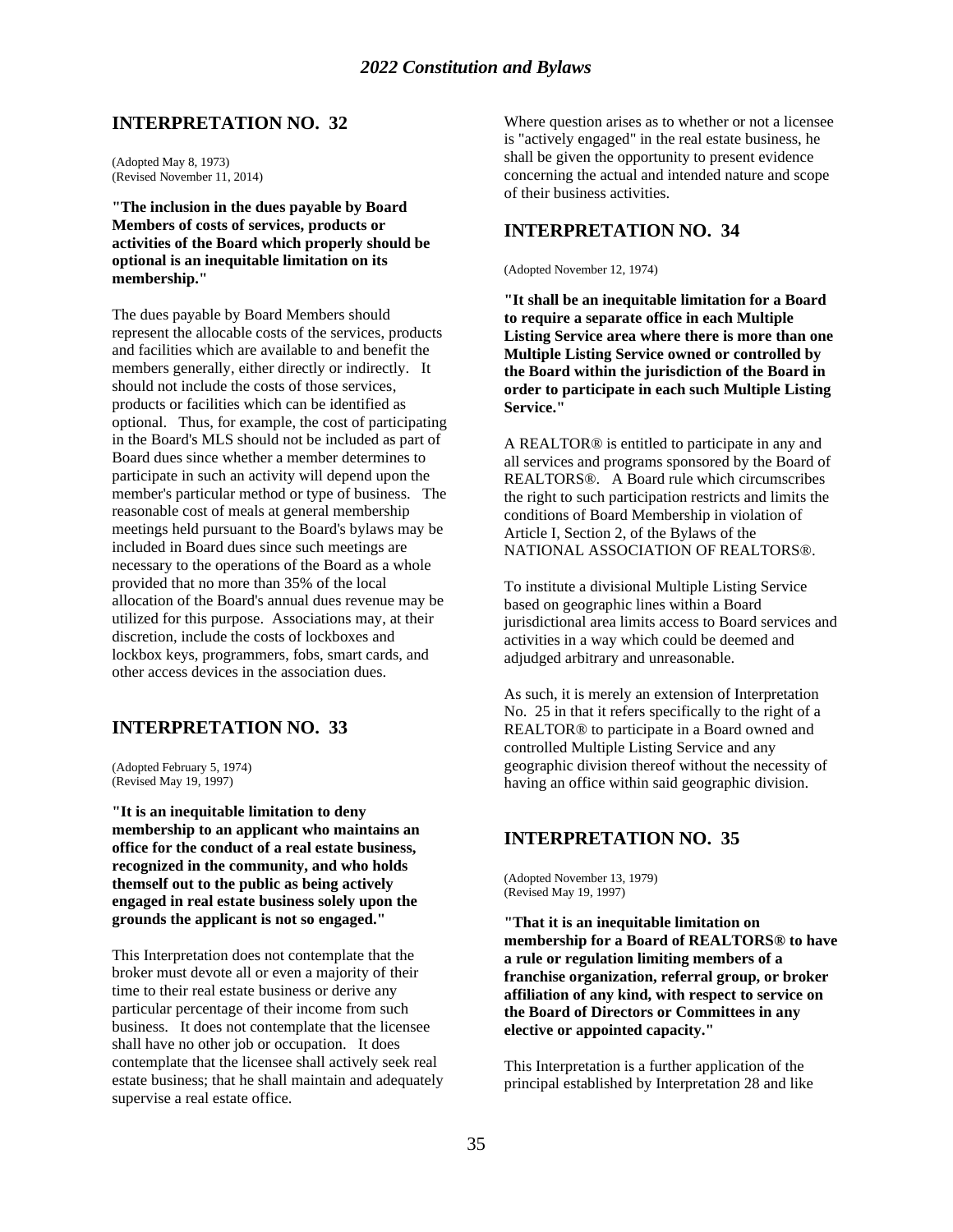## INTERPRETATION NO. 32

(Adopted May 8, 1973)
(Revised November 11, 2014)

**"The inclusion in the dues payable by Board Members of costs of services, products or activities of the Board which properly should be optional is an inequitable limitation on its membership."**

The dues payable by Board Members should represent the allocable costs of the services, products and facilities which are available to and benefit the members generally, either directly or indirectly. It should not include the costs of those services, products or facilities which can be identified as optional. Thus, for example, the cost of participating in the Board's MLS should not be included as part of Board dues since whether a member determines to participate in such an activity will depend upon the member's particular method or type of business. The reasonable cost of meals at general membership meetings held pursuant to the Board's bylaws may be included in Board dues since such meetings are necessary to the operations of the Board as a whole provided that no more than 35% of the local allocation of the Board's annual dues revenue may be utilized for this purpose. Associations may, at their discretion, include the costs of lockboxes and lockbox keys, programmers, fobs, smart cards, and other access devices in the association dues.

## INTERPRETATION NO. 33

(Adopted February 5, 1974)
(Revised May 19, 1997)

**"It is an inequitable limitation to deny membership to an applicant who maintains an office for the conduct of a real estate business, recognized in the community, and who holds themself out to the public as being actively engaged in real estate business solely upon the grounds the applicant is not so engaged."**

This Interpretation does not contemplate that the broker must devote all or even a majority of their time to their real estate business or derive any particular percentage of their income from such business. It does not contemplate that the licensee shall have no other job or occupation. It does contemplate that the licensee shall actively seek real estate business; that he shall maintain and adequately supervise a real estate office.

Where question arises as to whether or not a licensee is "actively engaged" in the real estate business, he shall be given the opportunity to present evidence concerning the actual and intended nature and scope of their business activities.

## INTERPRETATION NO. 34

(Adopted November 12, 1974)

**"It shall be an inequitable limitation for a Board to require a separate office in each Multiple Listing Service area where there is more than one Multiple Listing Service owned or controlled by the Board within the jurisdiction of the Board in order to participate in each such Multiple Listing Service."**

A REALTOR® is entitled to participate in any and all services and programs sponsored by the Board of REALTORS®. A Board rule which circumscribes the right to such participation restricts and limits the conditions of Board Membership in violation of Article I, Section 2, of the Bylaws of the NATIONAL ASSOCIATION OF REALTORS®.

To institute a divisional Multiple Listing Service based on geographic lines within a Board jurisdictional area limits access to Board services and activities in a way which could be deemed and adjudged arbitrary and unreasonable.

As such, it is merely an extension of Interpretation No. 25 in that it refers specifically to the right of a REALTOR® to participate in a Board owned and controlled Multiple Listing Service and any geographic division thereof without the necessity of having an office within said geographic division.

## INTERPRETATION NO. 35

(Adopted November 13, 1979)
(Revised May 19, 1997)

**"That it is an inequitable limitation on membership for a Board of REALTORS® to have a rule or regulation limiting members of a franchise organization, referral group, or broker affiliation of any kind, with respect to service on the Board of Directors or Committees in any elective or appointed capacity."**

This Interpretation is a further application of the principal established by Interpretation 28 and like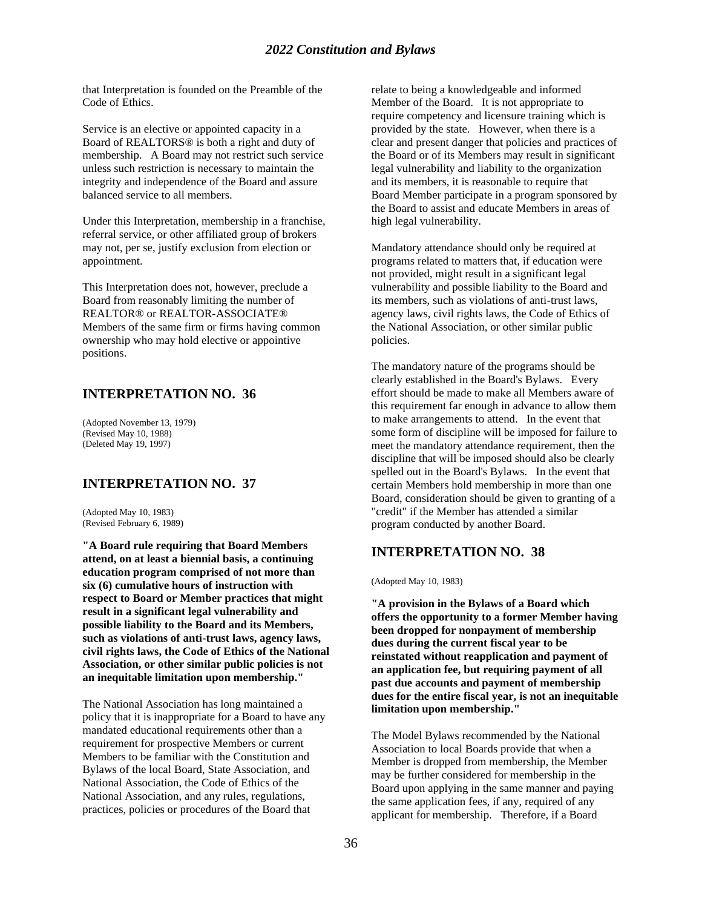that Interpretation is founded on the Preamble of the Code of Ethics.

Service is an elective or appointed capacity in a Board of REALTORS® is both a right and duty of membership. A Board may not restrict such service unless such restriction is necessary to maintain the integrity and independence of the Board and assure balanced service to all members.

Under this Interpretation, membership in a franchise, referral service, or other affiliated group of brokers may not, per se, justify exclusion from election or appointment.

This Interpretation does not, however, preclude a Board from reasonably limiting the number of REALTOR® or REALTOR-ASSOCIATE® Members of the same firm or firms having common ownership who may hold elective or appointive positions.

## INTERPRETATION NO. 36

(Adopted November 13, 1979)
(Revised May 10, 1988)
(Deleted May 19, 1997)

## INTERPRETATION NO. 37

(Adopted May 10, 1983)
(Revised February 6, 1989)

**"A Board rule requiring that Board Members attend, on at least a biennial basis, a continuing education program comprised of not more than six (6) cumulative hours of instruction with respect to Board or Member practices that might result in a significant legal vulnerability and possible liability to the Board and its Members, such as violations of anti-trust laws, agency laws, civil rights laws, the Code of Ethics of the National Association, or other similar public policies is not an inequitable limitation upon membership."**

The National Association has long maintained a policy that it is inappropriate for a Board to have any mandated educational requirements other than a requirement for prospective Members or current Members to be familiar with the Constitution and Bylaws of the local Board, State Association, and National Association, the Code of Ethics of the National Association, and any rules, regulations, practices, policies or procedures of the Board that relate to being a knowledgeable and informed Member of the Board. It is not appropriate to require competency and licensure training which is provided by the state. However, when there is a clear and present danger that policies and practices of the Board or of its Members may result in significant legal vulnerability and liability to the organization and its members, it is reasonable to require that Board Member participate in a program sponsored by the Board to assist and educate Members in areas of high legal vulnerability.

Mandatory attendance should only be required at programs related to matters that, if education were not provided, might result in a significant legal vulnerability and possible liability to the Board and its members, such as violations of anti-trust laws, agency laws, civil rights laws, the Code of Ethics of the National Association, or other similar public policies.

The mandatory nature of the programs should be clearly established in the Board's Bylaws. Every effort should be made to make all Members aware of this requirement far enough in advance to allow them to make arrangements to attend. In the event that some form of discipline will be imposed for failure to meet the mandatory attendance requirement, then the discipline that will be imposed should also be clearly spelled out in the Board's Bylaws. In the event that certain Members hold membership in more than one Board, consideration should be given to granting of a "credit" if the Member has attended a similar program conducted by another Board.

## INTERPRETATION NO. 38

(Adopted May 10, 1983)

**"A provision in the Bylaws of a Board which offers the opportunity to a former Member having been dropped for nonpayment of membership dues during the current fiscal year to be reinstated without reapplication and payment of an application fee, but requiring payment of all past due accounts and payment of membership dues for the entire fiscal year, is not an inequitable limitation upon membership."**

The Model Bylaws recommended by the National Association to local Boards provide that when a Member is dropped from membership, the Member may be further considered for membership in the Board upon applying in the same manner and paying the same application fees, if any, required of any applicant for membership. Therefore, if a Board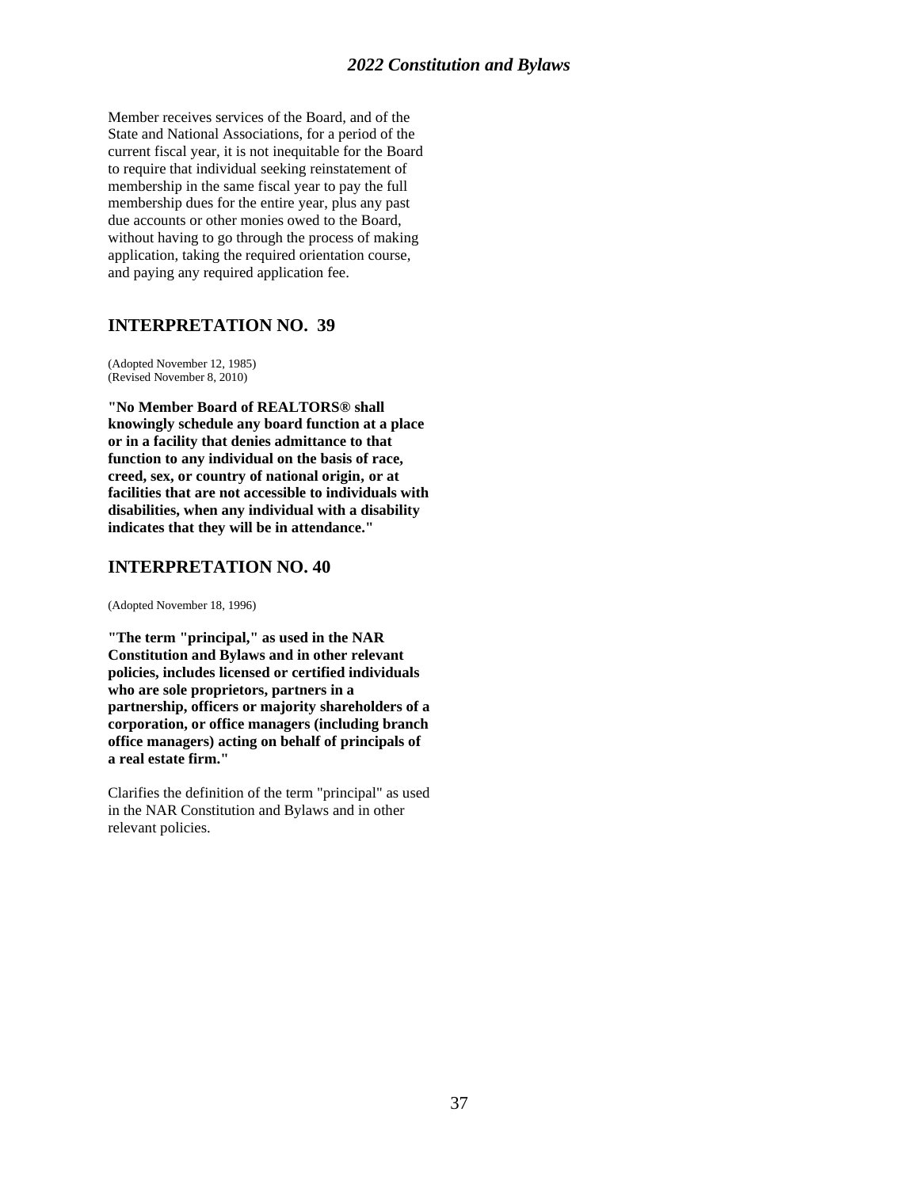Member receives services of the Board, and of the State and National Associations, for a period of the current fiscal year, it is not inequitable for the Board to require that individual seeking reinstatement of membership in the same fiscal year to pay the full membership dues for the entire year, plus any past due accounts or other monies owed to the Board, without having to go through the process of making application, taking the required orientation course, and paying any required application fee.

## INTERPRETATION NO. 39

(Adopted November 12, 1985)
(Revised November 8, 2010)

**"No Member Board of REALTORS® shall knowingly schedule any board function at a place or in a facility that denies admittance to that function to any individual on the basis of race, creed, sex, or country of national origin, or at facilities that are not accessible to individuals with disabilities, when any individual with a disability indicates that they will be in attendance."**

## INTERPRETATION NO. 40

(Adopted November 18, 1996)

**"The term "principal," as used in the NAR Constitution and Bylaws and in other relevant policies, includes licensed or certified individuals who are sole proprietors, partners in a partnership, officers or majority shareholders of a corporation, or office managers (including branch office managers) acting on behalf of principals of a real estate firm."**

Clarifies the definition of the term "principal" as used in the NAR Constitution and Bylaws and in other relevant policies.